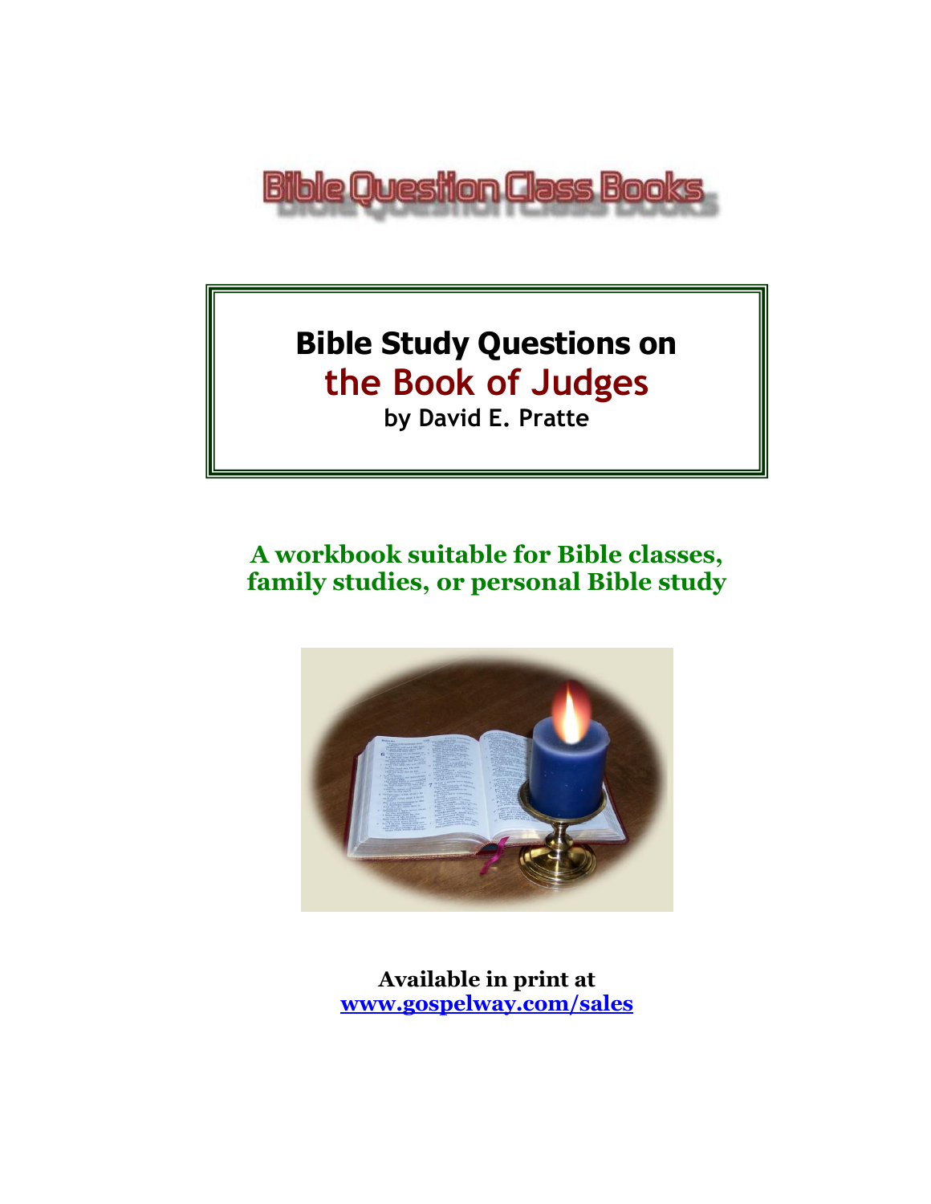Bible Question Class Books

# Bible Study Questions on the Book of Judges

**by David E. Pratte**

**A workbook suitable for Bible classes, family studies, or personal Bible study**

**Available in print at**
**[www.gospelway.com/sales](www.gospelway.com/sales)**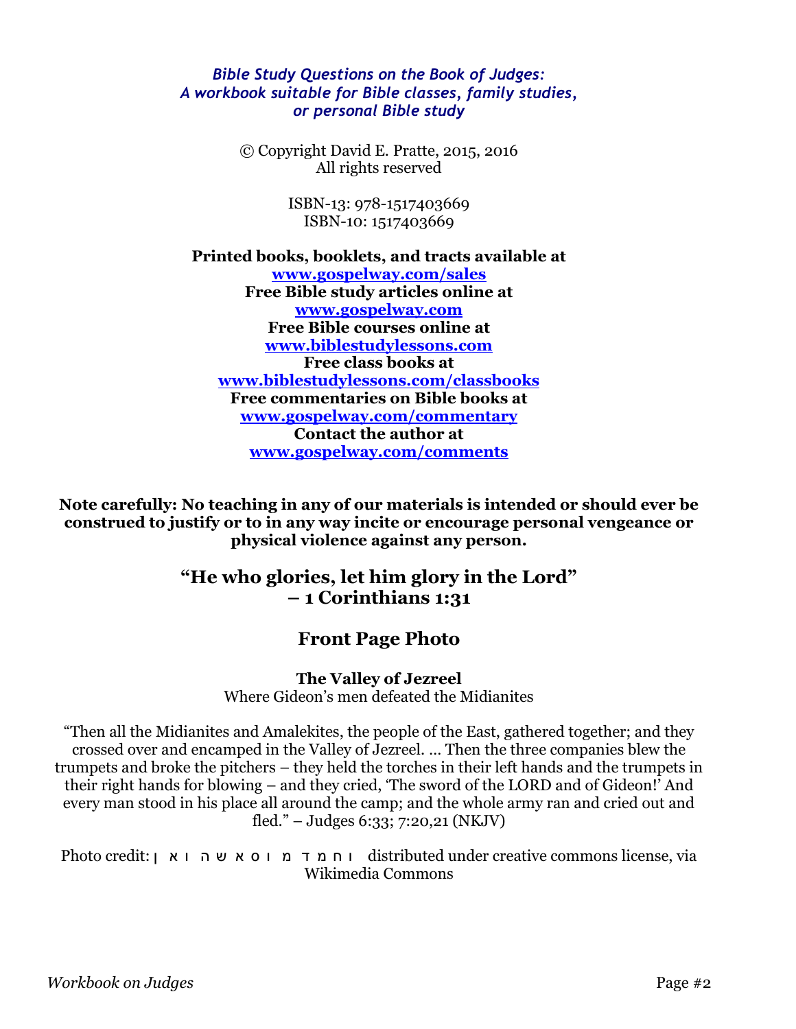*Bible Study Questions on the Book of Judges:*
*A workbook suitable for Bible classes, family studies, or personal Bible study*

© Copyright David E. Pratte, 2015, 2016
All rights reserved

ISBN-13: 978-1517403669
ISBN-10: 1517403669

**Printed books, booklets, and tracts available at**
**[www.gospelway.com/sales](www.gospelway.com/sales)**
**Free Bible study articles online at**
**[www.gospelway.com](www.gospelway.com)**
**Free Bible courses online at**
**[www.biblestudylessons.com](www.biblestudylessons.com)**
**Free class books at**
**[www.biblestudylessons.com/classbooks](www.biblestudylessons.com/classbooks)**
**Free commentaries on Bible books at**
**[www.gospelway.com/commentary](www.gospelway.com/commentary)**
**Contact the author at**
**[www.gospelway.com/comments](www.gospelway.com/comments)**

**Note carefully: No teaching in any of our materials is intended or should ever be construed to justify or to in any way incite or encourage personal vengeance or physical violence against any person.**

## "He who glories, let him glory in the Lord" – 1 Corinthians 1:31

## Front Page Photo

**The Valley of Jezreel**
Where Gideon's men defeated the Midianites

"Then all the Midianites and Amalekites, the people of the East, gathered together; and they crossed over and encamped in the Valley of Jezreel. ... Then the three companies blew the trumpets and broke the pitchers – they held the torches in their left hands and the trumpets in their right hands for blowing – and they cried, 'The sword of the LORD and of Gideon!' And every man stood in his place all around the camp; and the whole army ran and cried out and fled." – Judges 6:33; 7:20,21 (NKJV)

Photo credit: ו ח מ ד מ ו ס א ש ה ו א ן distributed under creative commons license, via Wikimedia Commons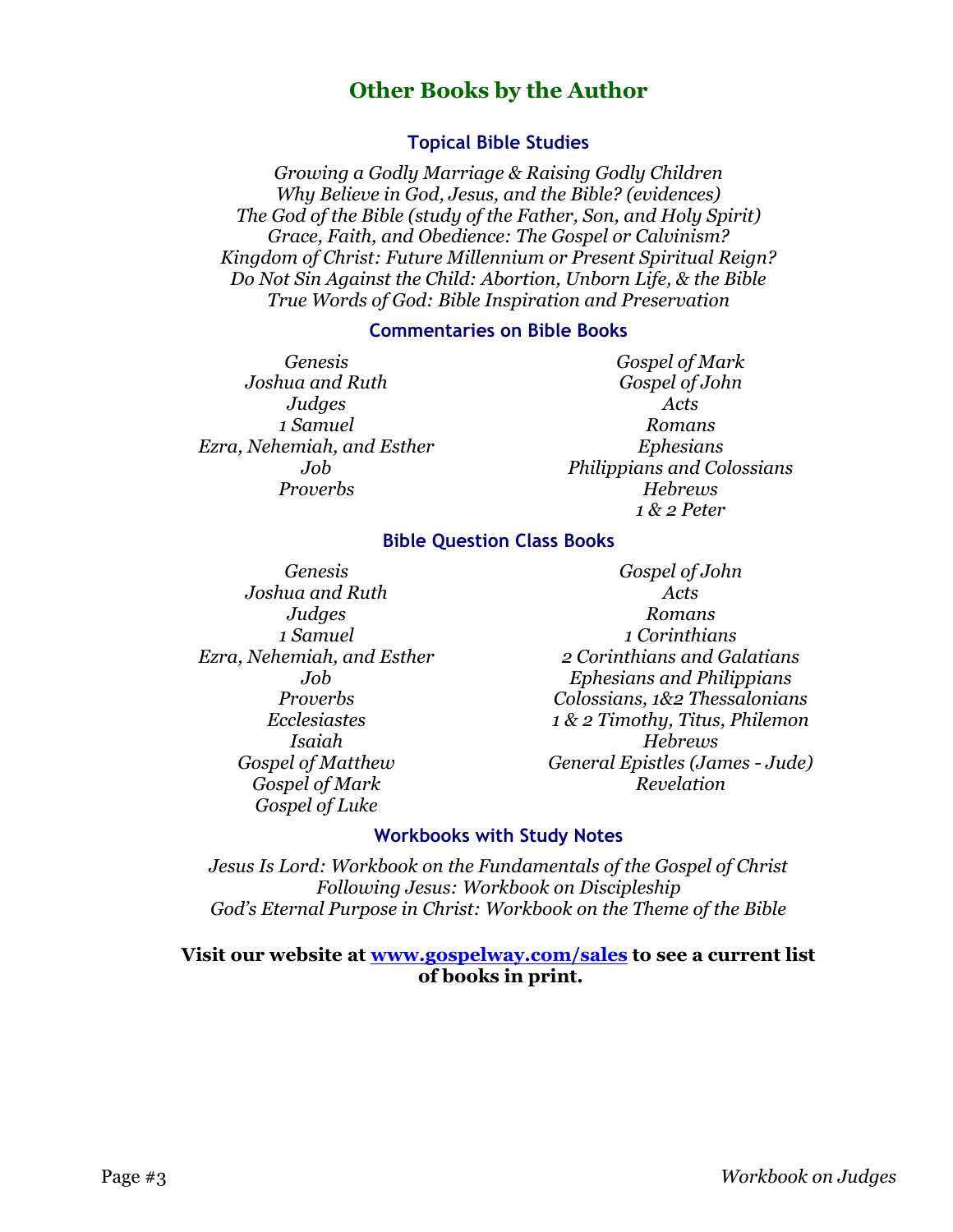## Other Books by the Author

### Topical Bible Studies

*Growing a Godly Marriage & Raising Godly Children*
*Why Believe in God, Jesus, and the Bible? (evidences)*
*The God of the Bible (study of the Father, Son, and Holy Spirit)*
*Grace, Faith, and Obedience: The Gospel or Calvinism?*
*Kingdom of Christ: Future Millennium or Present Spiritual Reign?*
*Do Not Sin Against the Child: Abortion, Unborn Life, & the Bible*
*True Words of God: Bible Inspiration and Preservation*

### Commentaries on Bible Books

*Genesis*
*Joshua and Ruth*
*Judges*
*1 Samuel*
*Ezra, Nehemiah, and Esther*
*Job*
*Proverbs*
*Gospel of Mark*
*Gospel of John*
*Acts*
*Romans*
*Ephesians*
*Philippians and Colossians*
*Hebrews*
*1 & 2 Peter*

### Bible Question Class Books

*Genesis*
*Joshua and Ruth*
*Judges*
*1 Samuel*
*Ezra, Nehemiah, and Esther*
*Job*
*Proverbs*
*Ecclesiastes*
*Isaiah*
*Gospel of Matthew*
*Gospel of Mark*
*Gospel of Luke*
*Gospel of John*
*Acts*
*Romans*
*1 Corinthians*
*2 Corinthians and Galatians*
*Ephesians and Philippians*
*Colossians, 1&2 Thessalonians*
*1 & 2 Timothy, Titus, Philemon*
*Hebrews*
*General Epistles (James - Jude)*
*Revelation*

### Workbooks with Study Notes

*Jesus Is Lord: Workbook on the Fundamentals of the Gospel of Christ*
*Following Jesus: Workbook on Discipleship*
*God's Eternal Purpose in Christ: Workbook on the Theme of the Bible*

**Visit our website at [www.gospelway.com/sales](http://www.gospelway.com/sales) to see a current list of books in print.**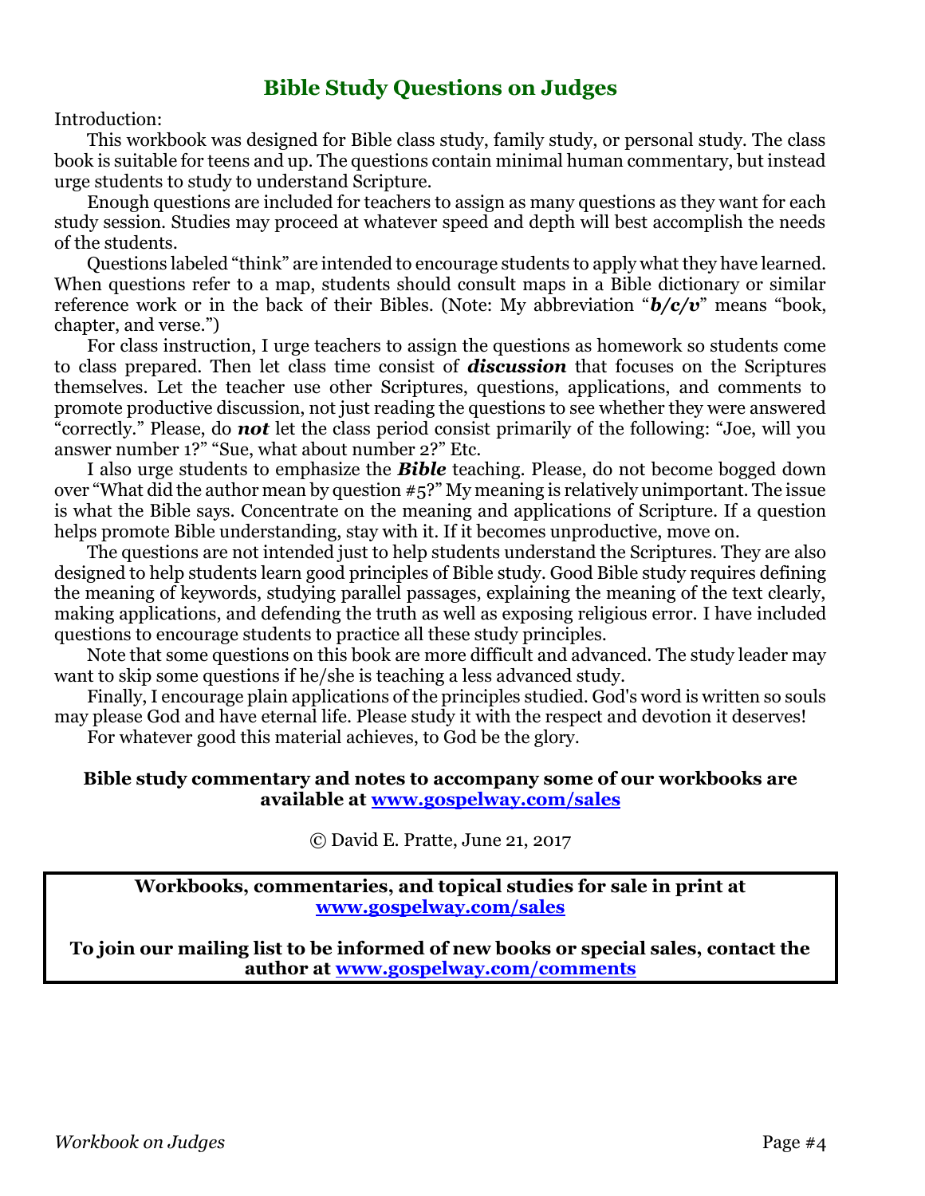## Bible Study Questions on Judges

Introduction:

This workbook was designed for Bible class study, family study, or personal study. The class book is suitable for teens and up. The questions contain minimal human commentary, but instead urge students to study to understand Scripture.

Enough questions are included for teachers to assign as many questions as they want for each study session. Studies may proceed at whatever speed and depth will best accomplish the needs of the students.

Questions labeled "think" are intended to encourage students to apply what they have learned. When questions refer to a map, students should consult maps in a Bible dictionary or similar reference work or in the back of their Bibles. (Note: My abbreviation "***b/c/v***" means "book, chapter, and verse.")

For class instruction, I urge teachers to assign the questions as homework so students come to class prepared. Then let class time consist of ***discussion*** that focuses on the Scriptures themselves. Let the teacher use other Scriptures, questions, applications, and comments to promote productive discussion, not just reading the questions to see whether they were answered "correctly." Please, do ***not*** let the class period consist primarily of the following: "Joe, will you answer number 1?" "Sue, what about number 2?" Etc.

I also urge students to emphasize the ***Bible*** teaching. Please, do not become bogged down over "What did the author mean by question #5?" My meaning is relatively unimportant. The issue is what the Bible says. Concentrate on the meaning and applications of Scripture. If a question helps promote Bible understanding, stay with it. If it becomes unproductive, move on.

The questions are not intended just to help students understand the Scriptures. They are also designed to help students learn good principles of Bible study. Good Bible study requires defining the meaning of keywords, studying parallel passages, explaining the meaning of the text clearly, making applications, and defending the truth as well as exposing religious error. I have included questions to encourage students to practice all these study principles.

Note that some questions on this book are more difficult and advanced. The study leader may want to skip some questions if he/she is teaching a less advanced study.

Finally, I encourage plain applications of the principles studied. God's word is written so souls may please God and have eternal life. Please study it with the respect and devotion it deserves!

For whatever good this material achieves, to God be the glory.

**Bible study commentary and notes to accompany some of our workbooks are available at [www.gospelway.com/sales](www.gospelway.com/sales)**

© David E. Pratte, June 21, 2017

**Workbooks, commentaries, and topical studies for sale in print at [www.gospelway.com/sales](www.gospelway.com/sales)**

**To join our mailing list to be informed of new books or special sales, contact the author at [www.gospelway.com/comments](www.gospelway.com/comments)**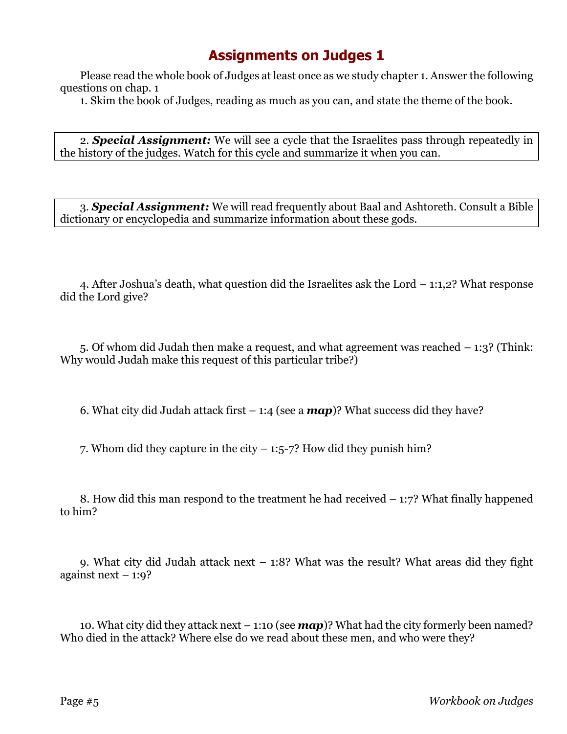# Assignments on Judges 1

Please read the whole book of Judges at least once as we study chapter 1. Answer the following questions on chap. 1

1. Skim the book of Judges, reading as much as you can, and state the theme of the book.

2. ***Special Assignment:*** We will see a cycle that the Israelites pass through repeatedly in the history of the judges. Watch for this cycle and summarize it when you can.

3. ***Special Assignment:*** We will read frequently about Baal and Ashtoreth. Consult a Bible dictionary or encyclopedia and summarize information about these gods.

4. After Joshua's death, what question did the Israelites ask the Lord – 1:1,2? What response did the Lord give?

5. Of whom did Judah then make a request, and what agreement was reached – 1:3? (Think: Why would Judah make this request of this particular tribe?)

6. What city did Judah attack first – 1:4 (see a ***map***)? What success did they have?

7. Whom did they capture in the city – 1:5-7? How did they punish him?

8. How did this man respond to the treatment he had received – 1:7? What finally happened to him?

9. What city did Judah attack next – 1:8? What was the result? What areas did they fight against next – 1:9?

10. What city did they attack next – 1:10 (see ***map***)? What had the city formerly been named? Who died in the attack? Where else do we read about these men, and who were they?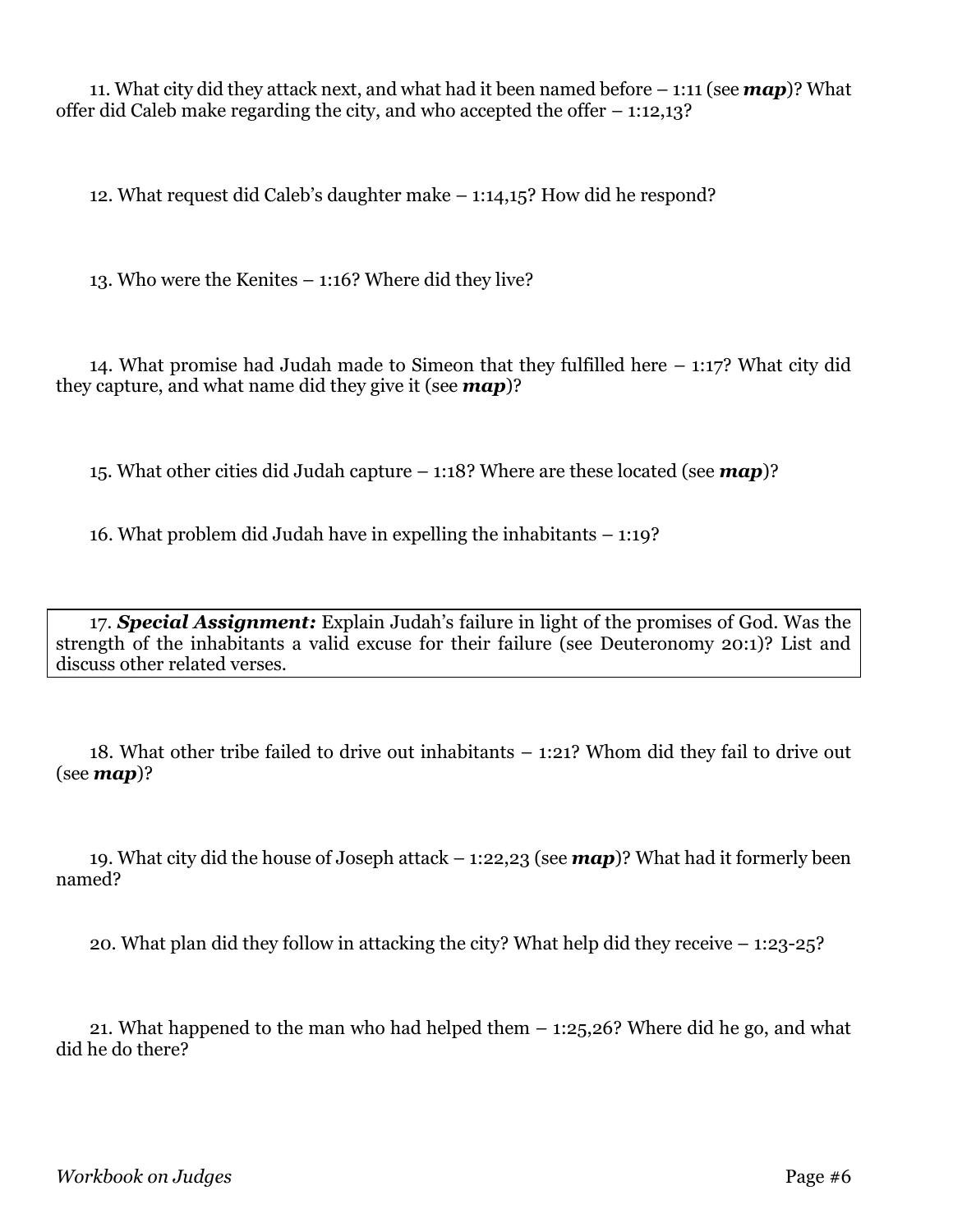11. What city did they attack next, and what had it been named before – 1:11 (see ***map***)? What offer did Caleb make regarding the city, and who accepted the offer – 1:12,13?

12. What request did Caleb's daughter make – 1:14,15? How did he respond?

13. Who were the Kenites – 1:16? Where did they live?

14. What promise had Judah made to Simeon that they fulfilled here – 1:17? What city did they capture, and what name did they give it (see ***map***)?

15. What other cities did Judah capture – 1:18? Where are these located (see ***map***)?

16. What problem did Judah have in expelling the inhabitants – 1:19?

17. ***Special Assignment:*** Explain Judah's failure in light of the promises of God. Was the strength of the inhabitants a valid excuse for their failure (see Deuteronomy 20:1)? List and discuss other related verses.

18. What other tribe failed to drive out inhabitants – 1:21? Whom did they fail to drive out (see ***map***)?

19. What city did the house of Joseph attack – 1:22,23 (see ***map***)? What had it formerly been named?

20. What plan did they follow in attacking the city? What help did they receive – 1:23-25?

21. What happened to the man who had helped them – 1:25,26? Where did he go, and what did he do there?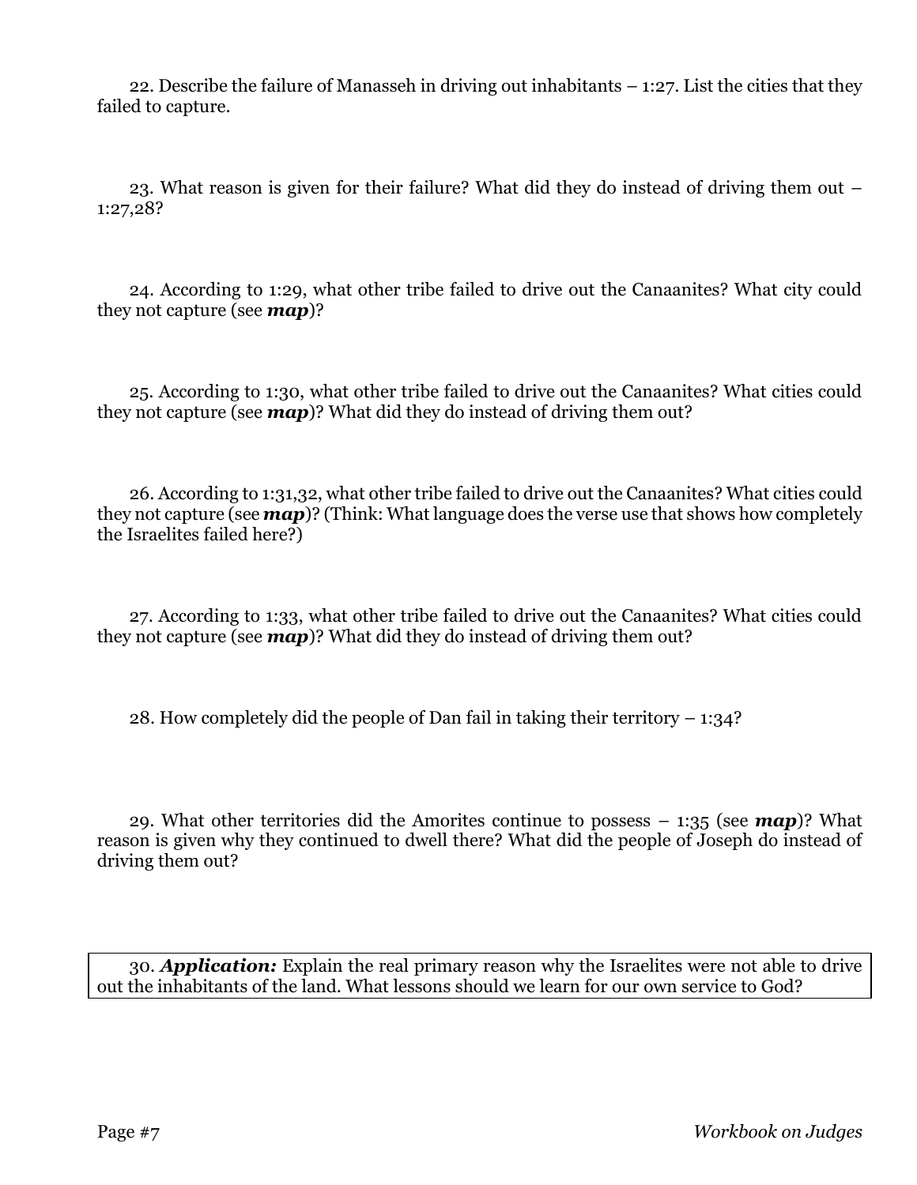22. Describe the failure of Manasseh in driving out inhabitants – 1:27. List the cities that they failed to capture.

23. What reason is given for their failure? What did they do instead of driving them out – 1:27,28?

24. According to 1:29, what other tribe failed to drive out the Canaanites? What city could they not capture (see ***map***)?

25. According to 1:30, what other tribe failed to drive out the Canaanites? What cities could they not capture (see ***map***)? What did they do instead of driving them out?

26. According to 1:31,32, what other tribe failed to drive out the Canaanites? What cities could they not capture (see ***map***)? (Think: What language does the verse use that shows how completely the Israelites failed here?)

27. According to 1:33, what other tribe failed to drive out the Canaanites? What cities could they not capture (see ***map***)? What did they do instead of driving them out?

28. How completely did the people of Dan fail in taking their territory – 1:34?

29. What other territories did the Amorites continue to possess – 1:35 (see ***map***)? What reason is given why they continued to dwell there? What did the people of Joseph do instead of driving them out?

30. ***Application:*** Explain the real primary reason why the Israelites were not able to drive out the inhabitants of the land. What lessons should we learn for our own service to God?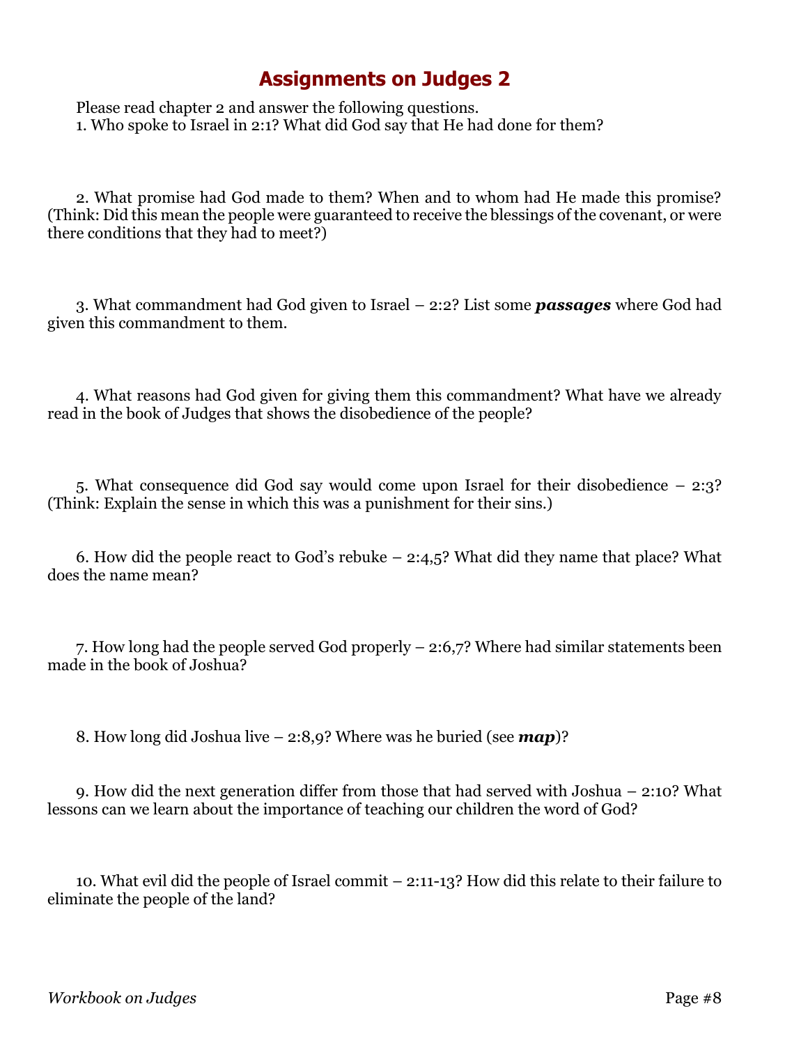# Assignments on Judges 2

Please read chapter 2 and answer the following questions.

1. Who spoke to Israel in 2:1? What did God say that He had done for them?

2. What promise had God made to them? When and to whom had He made this promise? (Think: Did this mean the people were guaranteed to receive the blessings of the covenant, or were there conditions that they had to meet?)

3. What commandment had God given to Israel – 2:2? List some ***passages*** where God had given this commandment to them.

4. What reasons had God given for giving them this commandment? What have we already read in the book of Judges that shows the disobedience of the people?

5. What consequence did God say would come upon Israel for their disobedience – 2:3? (Think: Explain the sense in which this was a punishment for their sins.)

6. How did the people react to God's rebuke – 2:4,5? What did they name that place? What does the name mean?

7. How long had the people served God properly – 2:6,7? Where had similar statements been made in the book of Joshua?

8. How long did Joshua live – 2:8,9? Where was he buried (see ***map***)?

9. How did the next generation differ from those that had served with Joshua – 2:10? What lessons can we learn about the importance of teaching our children the word of God?

10. What evil did the people of Israel commit – 2:11-13? How did this relate to their failure to eliminate the people of the land?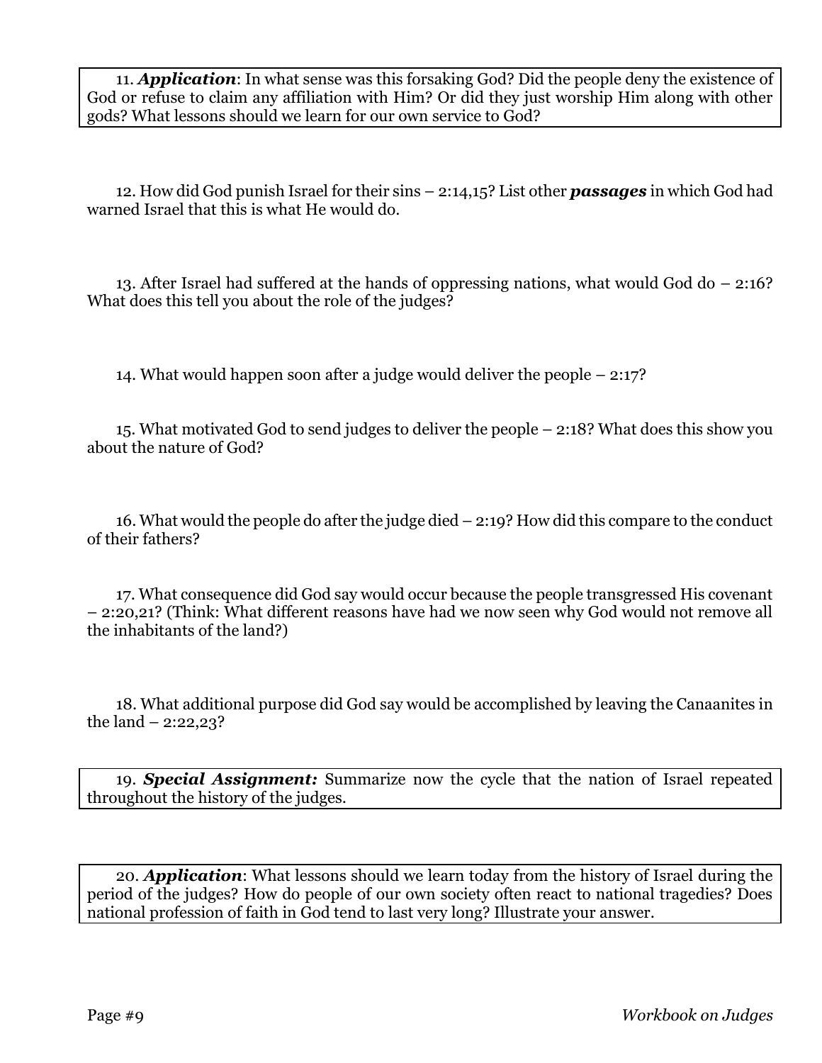11. ***Application***: In what sense was this forsaking God? Did the people deny the existence of God or refuse to claim any affiliation with Him? Or did they just worship Him along with other gods? What lessons should we learn for our own service to God?

12. How did God punish Israel for their sins – 2:14,15? List other ***passages*** in which God had warned Israel that this is what He would do.

13. After Israel had suffered at the hands of oppressing nations, what would God do – 2:16? What does this tell you about the role of the judges?

14. What would happen soon after a judge would deliver the people – 2:17?

15. What motivated God to send judges to deliver the people – 2:18? What does this show you about the nature of God?

16. What would the people do after the judge died – 2:19? How did this compare to the conduct of their fathers?

17. What consequence did God say would occur because the people transgressed His covenant – 2:20,21? (Think: What different reasons have had we now seen why God would not remove all the inhabitants of the land?)

18. What additional purpose did God say would be accomplished by leaving the Canaanites in the land – 2:22,23?

19. ***Special Assignment:*** Summarize now the cycle that the nation of Israel repeated throughout the history of the judges.

20. ***Application***: What lessons should we learn today from the history of Israel during the period of the judges? How do people of our own society often react to national tragedies? Does national profession of faith in God tend to last very long? Illustrate your answer.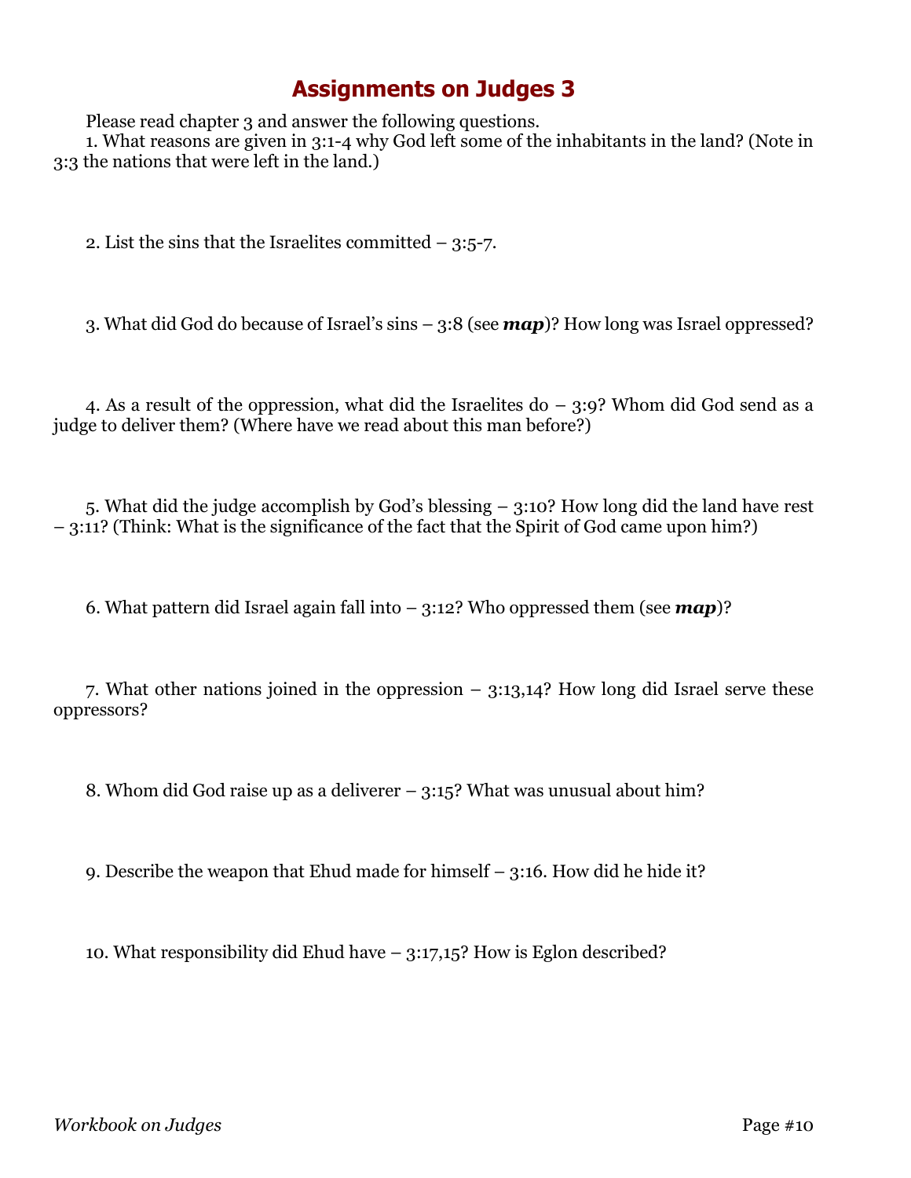# Assignments on Judges 3

Please read chapter 3 and answer the following questions.

1. What reasons are given in 3:1-4 why God left some of the inhabitants in the land? (Note in 3:3 the nations that were left in the land.)

2. List the sins that the Israelites committed – 3:5-7.

3. What did God do because of Israel's sins – 3:8 (see ***map***)? How long was Israel oppressed?

4. As a result of the oppression, what did the Israelites do – 3:9? Whom did God send as a judge to deliver them? (Where have we read about this man before?)

5. What did the judge accomplish by God's blessing – 3:10? How long did the land have rest – 3:11? (Think: What is the significance of the fact that the Spirit of God came upon him?)

6. What pattern did Israel again fall into – 3:12? Who oppressed them (see ***map***)?

7. What other nations joined in the oppression – 3:13,14? How long did Israel serve these oppressors?

8. Whom did God raise up as a deliverer – 3:15? What was unusual about him?

9. Describe the weapon that Ehud made for himself – 3:16. How did he hide it?

10. What responsibility did Ehud have – 3:17,15? How is Eglon described?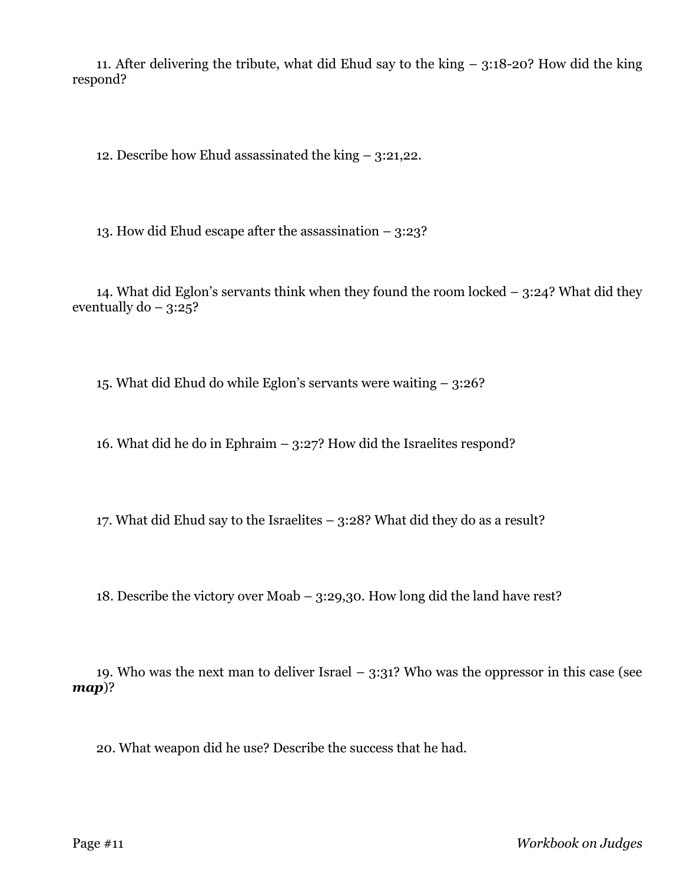11. After delivering the tribute, what did Ehud say to the king – 3:18-20? How did the king respond?

12. Describe how Ehud assassinated the king – 3:21,22.

13. How did Ehud escape after the assassination – 3:23?

14. What did Eglon's servants think when they found the room locked – 3:24? What did they eventually do – 3:25?

15. What did Ehud do while Eglon's servants were waiting – 3:26?

16. What did he do in Ephraim – 3:27? How did the Israelites respond?

17. What did Ehud say to the Israelites – 3:28? What did they do as a result?

18. Describe the victory over Moab – 3:29,30. How long did the land have rest?

19. Who was the next man to deliver Israel – 3:31? Who was the oppressor in this case (see ***map***)?

20. What weapon did he use? Describe the success that he had.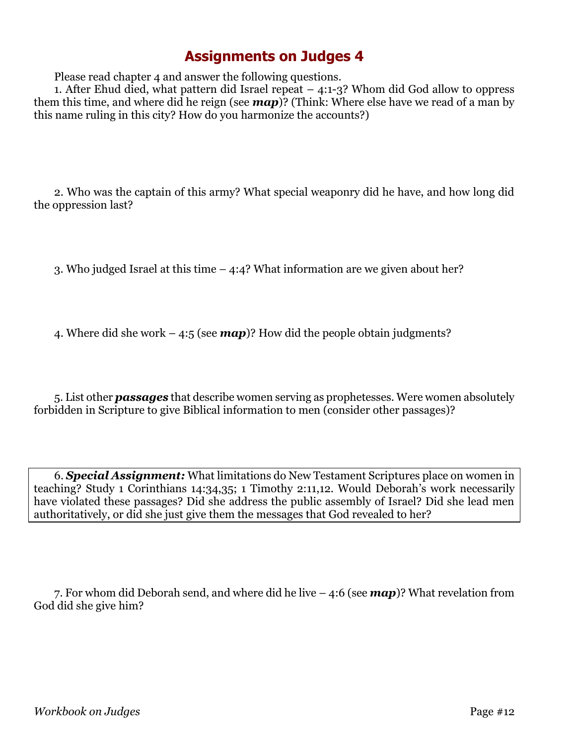# Assignments on Judges 4

Please read chapter 4 and answer the following questions.

1. After Ehud died, what pattern did Israel repeat – 4:1-3? Whom did God allow to oppress them this time, and where did he reign (see ***map***)? (Think: Where else have we read of a man by this name ruling in this city? How do you harmonize the accounts?)

2. Who was the captain of this army? What special weaponry did he have, and how long did the oppression last?

3. Who judged Israel at this time – 4:4? What information are we given about her?

4. Where did she work – 4:5 (see ***map***)? How did the people obtain judgments?

5. List other ***passages*** that describe women serving as prophetesses. Were women absolutely forbidden in Scripture to give Biblical information to men (consider other passages)?

6. ***Special Assignment:*** What limitations do New Testament Scriptures place on women in teaching? Study 1 Corinthians 14:34,35; 1 Timothy 2:11,12. Would Deborah's work necessarily have violated these passages? Did she address the public assembly of Israel? Did she lead men authoritatively, or did she just give them the messages that God revealed to her?

7. For whom did Deborah send, and where did he live – 4:6 (see ***map***)? What revelation from God did she give him?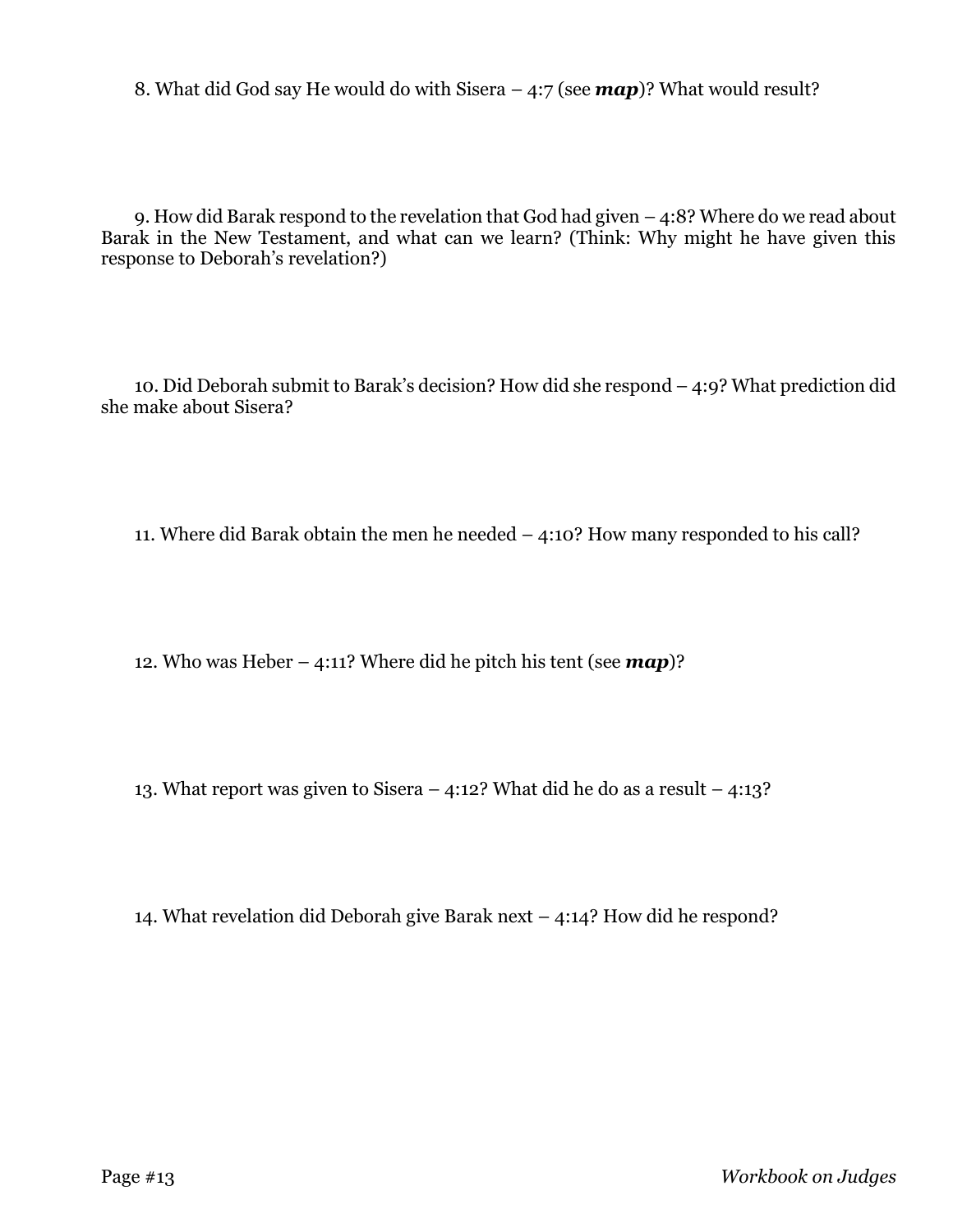8. What did God say He would do with Sisera – 4:7 (see ***map***)? What would result?

9. How did Barak respond to the revelation that God had given – 4:8? Where do we read about Barak in the New Testament, and what can we learn? (Think: Why might he have given this response to Deborah's revelation?)

10. Did Deborah submit to Barak's decision? How did she respond – 4:9? What prediction did she make about Sisera?

11. Where did Barak obtain the men he needed – 4:10? How many responded to his call?

12. Who was Heber – 4:11? Where did he pitch his tent (see ***map***)?

13. What report was given to Sisera – 4:12? What did he do as a result – 4:13?

14. What revelation did Deborah give Barak next – 4:14? How did he respond?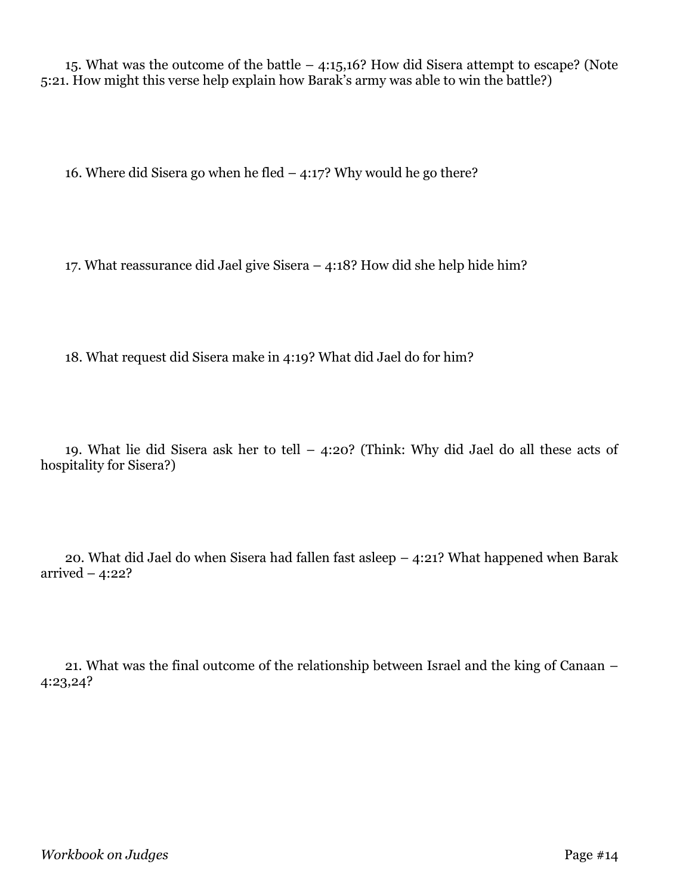15. What was the outcome of the battle – 4:15,16? How did Sisera attempt to escape? (Note 5:21. How might this verse help explain how Barak's army was able to win the battle?)

16. Where did Sisera go when he fled – 4:17? Why would he go there?

17. What reassurance did Jael give Sisera – 4:18? How did she help hide him?

18. What request did Sisera make in 4:19? What did Jael do for him?

19. What lie did Sisera ask her to tell – 4:20? (Think: Why did Jael do all these acts of hospitality for Sisera?)

20. What did Jael do when Sisera had fallen fast asleep – 4:21? What happened when Barak arrived – 4:22?

21. What was the final outcome of the relationship between Israel and the king of Canaan – 4:23,24?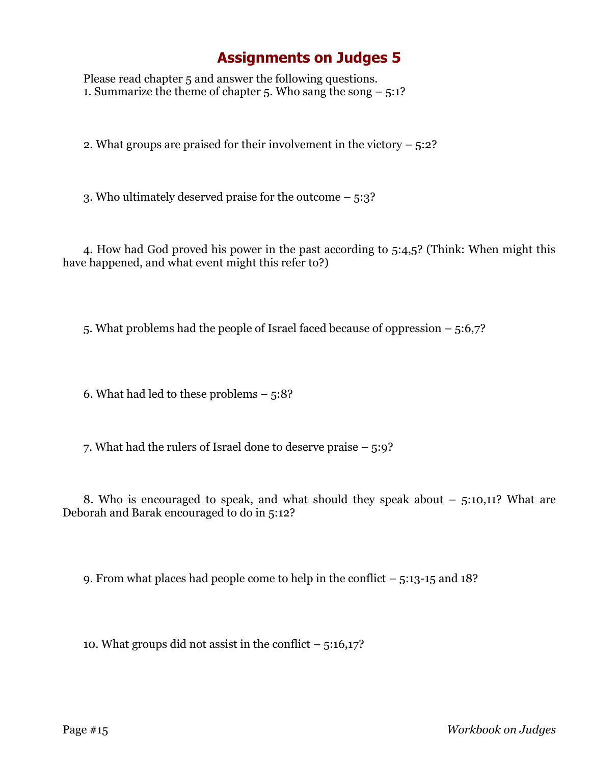# Assignments on Judges 5

Please read chapter 5 and answer the following questions.

1. Summarize the theme of chapter 5. Who sang the song – 5:1?

2. What groups are praised for their involvement in the victory – 5:2?

3. Who ultimately deserved praise for the outcome – 5:3?

4. How had God proved his power in the past according to 5:4,5? (Think: When might this have happened, and what event might this refer to?)

5. What problems had the people of Israel faced because of oppression – 5:6,7?

6. What had led to these problems – 5:8?

7. What had the rulers of Israel done to deserve praise – 5:9?

8. Who is encouraged to speak, and what should they speak about – 5:10,11? What are Deborah and Barak encouraged to do in 5:12?

9. From what places had people come to help in the conflict – 5:13-15 and 18?

10. What groups did not assist in the conflict – 5:16,17?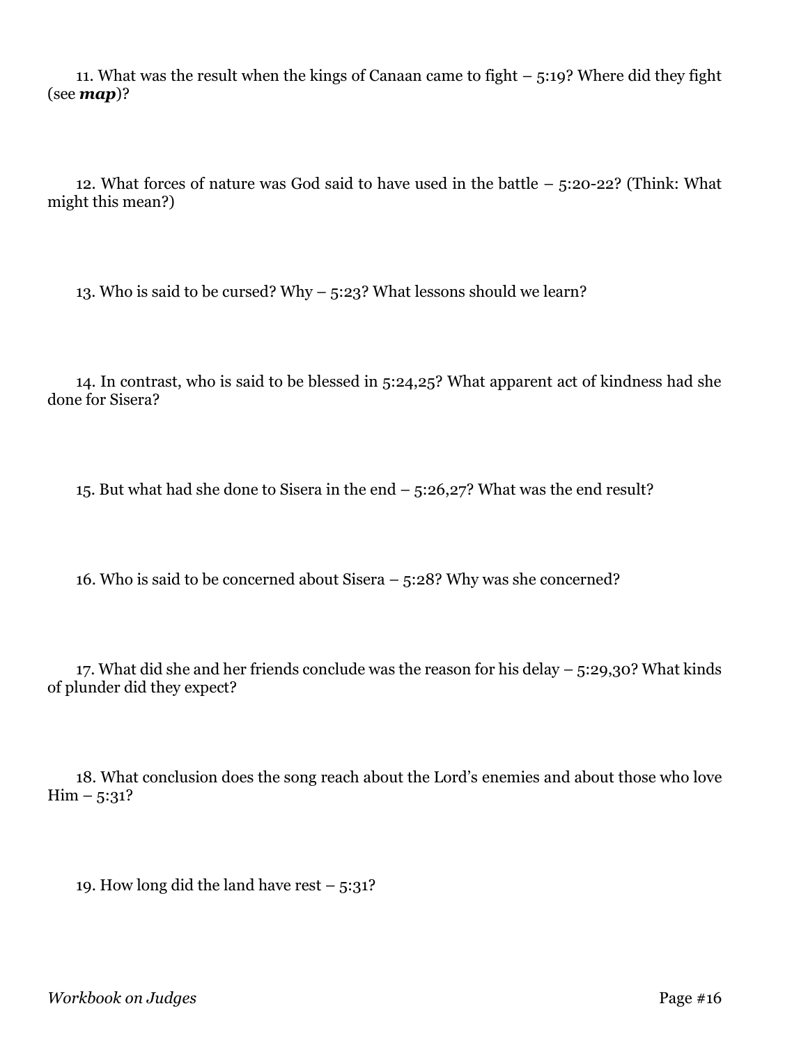11. What was the result when the kings of Canaan came to fight – 5:19? Where did they fight (see ***map***)?

12. What forces of nature was God said to have used in the battle – 5:20-22? (Think: What might this mean?)

13. Who is said to be cursed? Why – 5:23? What lessons should we learn?

14. In contrast, who is said to be blessed in 5:24,25? What apparent act of kindness had she done for Sisera?

15. But what had she done to Sisera in the end – 5:26,27? What was the end result?

16. Who is said to be concerned about Sisera – 5:28? Why was she concerned?

17. What did she and her friends conclude was the reason for his delay – 5:29,30? What kinds of plunder did they expect?

18. What conclusion does the song reach about the Lord's enemies and about those who love Him – 5:31?

19. How long did the land have rest – 5:31?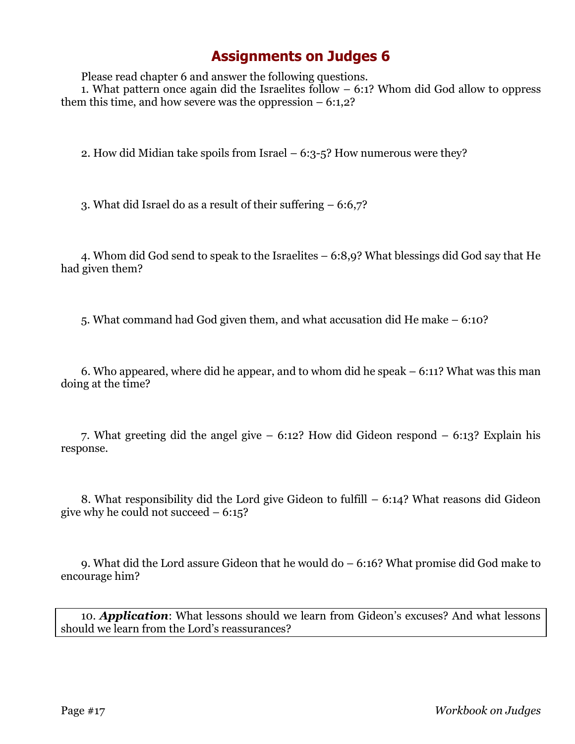# Assignments on Judges 6

Please read chapter 6 and answer the following questions.

1. What pattern once again did the Israelites follow – 6:1? Whom did God allow to oppress them this time, and how severe was the oppression – 6:1,2?

2. How did Midian take spoils from Israel – 6:3-5? How numerous were they?

3. What did Israel do as a result of their suffering – 6:6,7?

4. Whom did God send to speak to the Israelites – 6:8,9? What blessings did God say that He had given them?

5. What command had God given them, and what accusation did He make – 6:10?

6. Who appeared, where did he appear, and to whom did he speak – 6:11? What was this man doing at the time?

7. What greeting did the angel give – 6:12? How did Gideon respond – 6:13? Explain his response.

8. What responsibility did the Lord give Gideon to fulfill – 6:14? What reasons did Gideon give why he could not succeed – 6:15?

9. What did the Lord assure Gideon that he would do – 6:16? What promise did God make to encourage him?

10. ***Application***: What lessons should we learn from Gideon's excuses? And what lessons should we learn from the Lord's reassurances?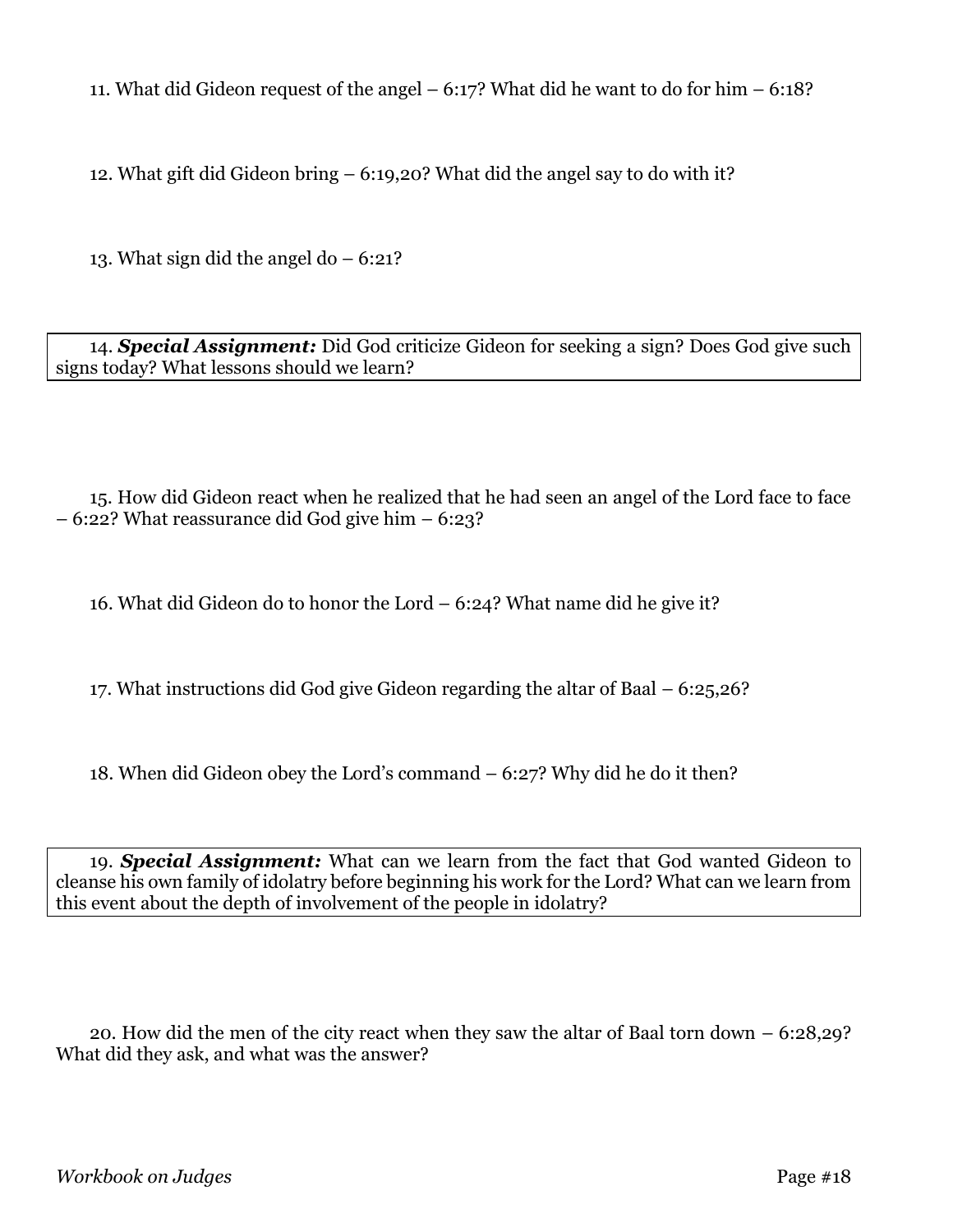11. What did Gideon request of the angel – 6:17? What did he want to do for him – 6:18?

12. What gift did Gideon bring – 6:19,20? What did the angel say to do with it?

13. What sign did the angel do – 6:21?

14. ***Special Assignment:*** Did God criticize Gideon for seeking a sign? Does God give such signs today? What lessons should we learn?

15. How did Gideon react when he realized that he had seen an angel of the Lord face to face – 6:22? What reassurance did God give him – 6:23?

16. What did Gideon do to honor the Lord – 6:24? What name did he give it?

17. What instructions did God give Gideon regarding the altar of Baal – 6:25,26?

18. When did Gideon obey the Lord's command – 6:27? Why did he do it then?

19. ***Special Assignment:*** What can we learn from the fact that God wanted Gideon to cleanse his own family of idolatry before beginning his work for the Lord? What can we learn from this event about the depth of involvement of the people in idolatry?

20. How did the men of the city react when they saw the altar of Baal torn down – 6:28,29? What did they ask, and what was the answer?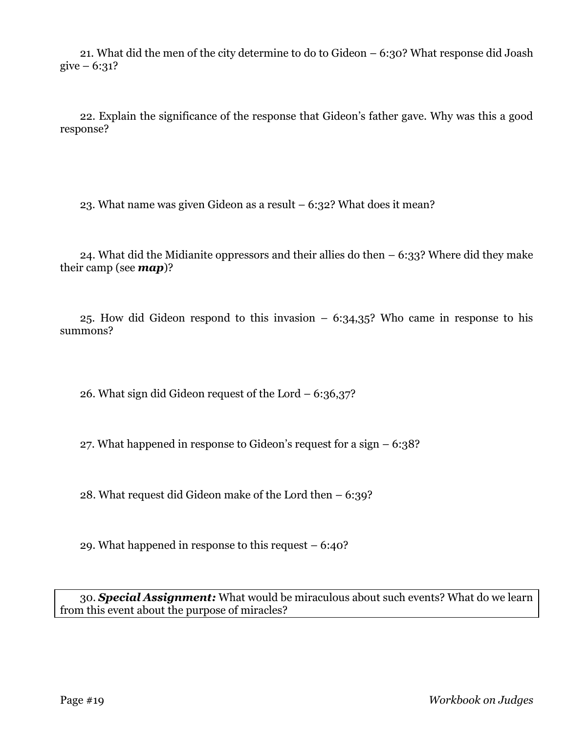21. What did the men of the city determine to do to Gideon – 6:30? What response did Joash give – 6:31?

22. Explain the significance of the response that Gideon's father gave. Why was this a good response?

23. What name was given Gideon as a result – 6:32? What does it mean?

24. What did the Midianite oppressors and their allies do then – 6:33? Where did they make their camp (see ***map***)?

25. How did Gideon respond to this invasion – 6:34,35? Who came in response to his summons?

26. What sign did Gideon request of the Lord – 6:36,37?

27. What happened in response to Gideon's request for a sign – 6:38?

28. What request did Gideon make of the Lord then – 6:39?

29. What happened in response to this request – 6:40?

30. ***Special Assignment:*** What would be miraculous about such events? What do we learn from this event about the purpose of miracles?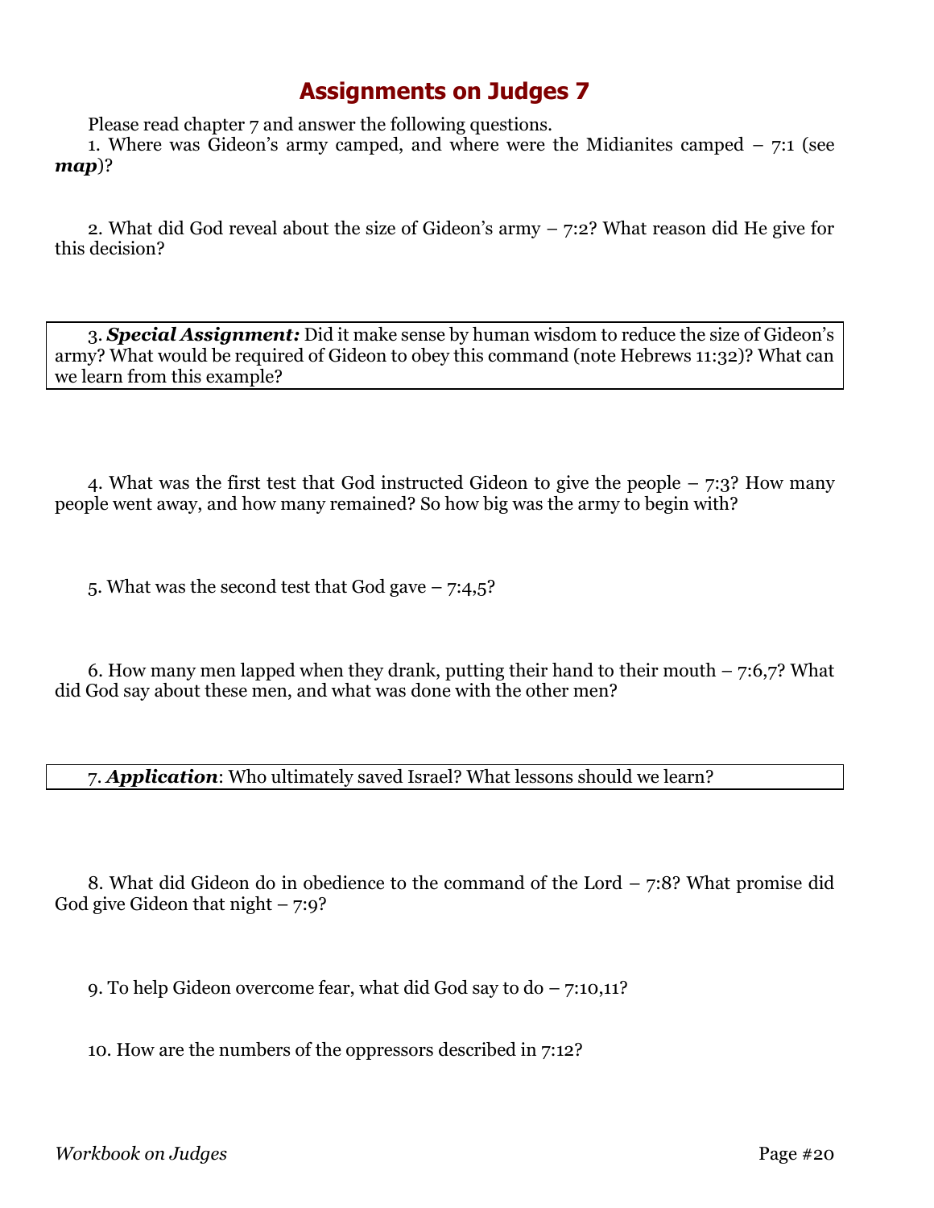# Assignments on Judges 7

Please read chapter 7 and answer the following questions.

1. Where was Gideon's army camped, and where were the Midianites camped – 7:1 (see ***map***)?

2. What did God reveal about the size of Gideon's army – 7:2? What reason did He give for this decision?

3. ***Special Assignment:*** Did it make sense by human wisdom to reduce the size of Gideon's army? What would be required of Gideon to obey this command (note Hebrews 11:32)? What can we learn from this example?

4. What was the first test that God instructed Gideon to give the people – 7:3? How many people went away, and how many remained? So how big was the army to begin with?

5. What was the second test that God gave – 7:4,5?

6. How many men lapped when they drank, putting their hand to their mouth – 7:6,7? What did God say about these men, and what was done with the other men?

7. ***Application***: Who ultimately saved Israel? What lessons should we learn?

8. What did Gideon do in obedience to the command of the Lord – 7:8? What promise did God give Gideon that night – 7:9?

9. To help Gideon overcome fear, what did God say to do – 7:10,11?

10. How are the numbers of the oppressors described in 7:12?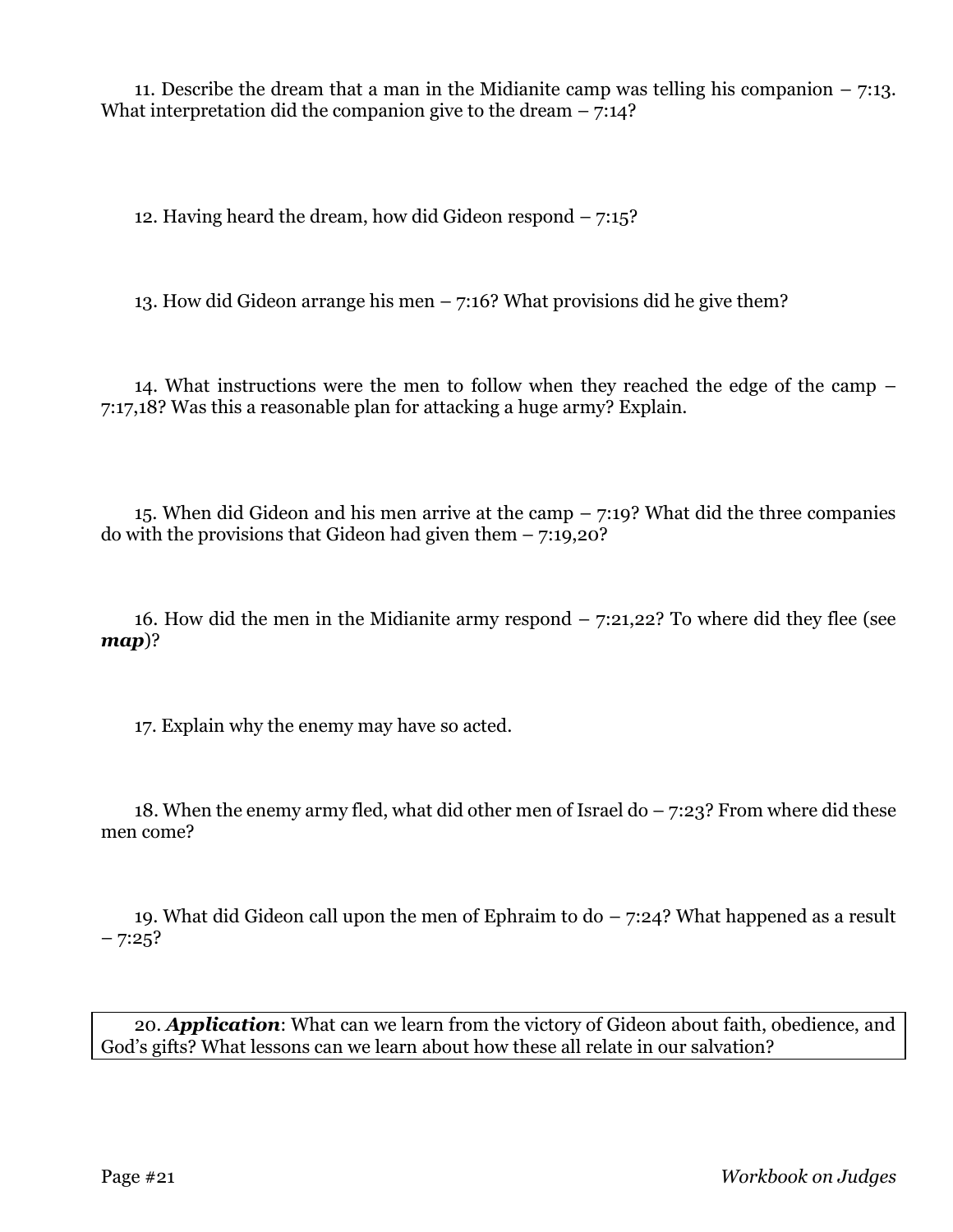11. Describe the dream that a man in the Midianite camp was telling his companion – 7:13. What interpretation did the companion give to the dream – 7:14?

12. Having heard the dream, how did Gideon respond – 7:15?

13. How did Gideon arrange his men – 7:16? What provisions did he give them?

14. What instructions were the men to follow when they reached the edge of the camp – 7:17,18? Was this a reasonable plan for attacking a huge army? Explain.

15. When did Gideon and his men arrive at the camp – 7:19? What did the three companies do with the provisions that Gideon had given them – 7:19,20?

16. How did the men in the Midianite army respond – 7:21,22? To where did they flee (see ***map***)?

17. Explain why the enemy may have so acted.

18. When the enemy army fled, what did other men of Israel do – 7:23? From where did these men come?

19. What did Gideon call upon the men of Ephraim to do – 7:24? What happened as a result – 7:25?

20. ***Application***: What can we learn from the victory of Gideon about faith, obedience, and God's gifts? What lessons can we learn about how these all relate in our salvation?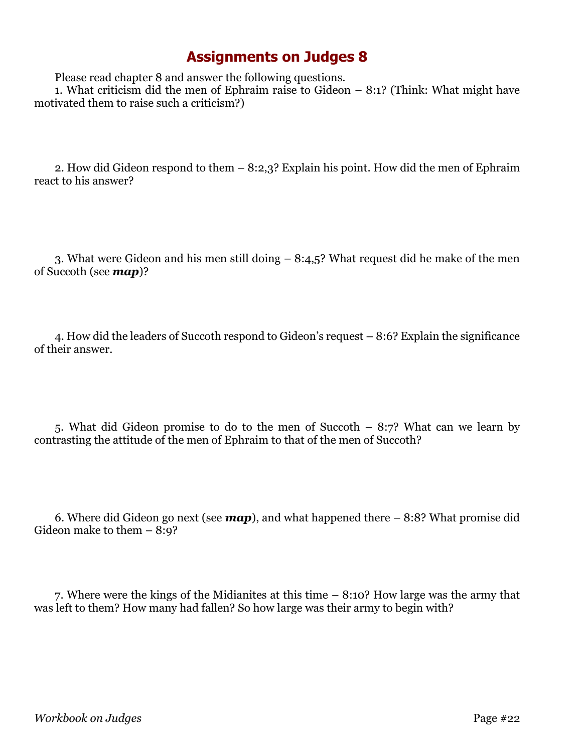# Assignments on Judges 8

Please read chapter 8 and answer the following questions.

1. What criticism did the men of Ephraim raise to Gideon – 8:1? (Think: What might have motivated them to raise such a criticism?)

2. How did Gideon respond to them – 8:2,3? Explain his point. How did the men of Ephraim react to his answer?

3. What were Gideon and his men still doing – 8:4,5? What request did he make of the men of Succoth (see ***map***)?

4. How did the leaders of Succoth respond to Gideon's request – 8:6? Explain the significance of their answer.

5. What did Gideon promise to do to the men of Succoth – 8:7? What can we learn by contrasting the attitude of the men of Ephraim to that of the men of Succoth?

6. Where did Gideon go next (see ***map***), and what happened there – 8:8? What promise did Gideon make to them – 8:9?

7. Where were the kings of the Midianites at this time – 8:10? How large was the army that was left to them? How many had fallen? So how large was their army to begin with?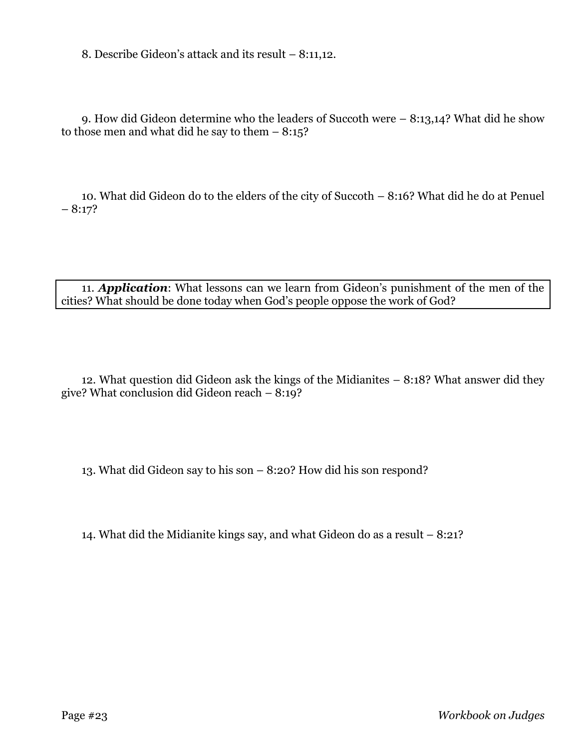8. Describe Gideon's attack and its result – 8:11,12.

9. How did Gideon determine who the leaders of Succoth were – 8:13,14? What did he show to those men and what did he say to them – 8:15?

10. What did Gideon do to the elders of the city of Succoth – 8:16? What did he do at Penuel – 8:17?

11. ***Application***: What lessons can we learn from Gideon's punishment of the men of the cities? What should be done today when God's people oppose the work of God?

12. What question did Gideon ask the kings of the Midianites – 8:18? What answer did they give? What conclusion did Gideon reach – 8:19?

13. What did Gideon say to his son – 8:20? How did his son respond?

14. What did the Midianite kings say, and what Gideon do as a result – 8:21?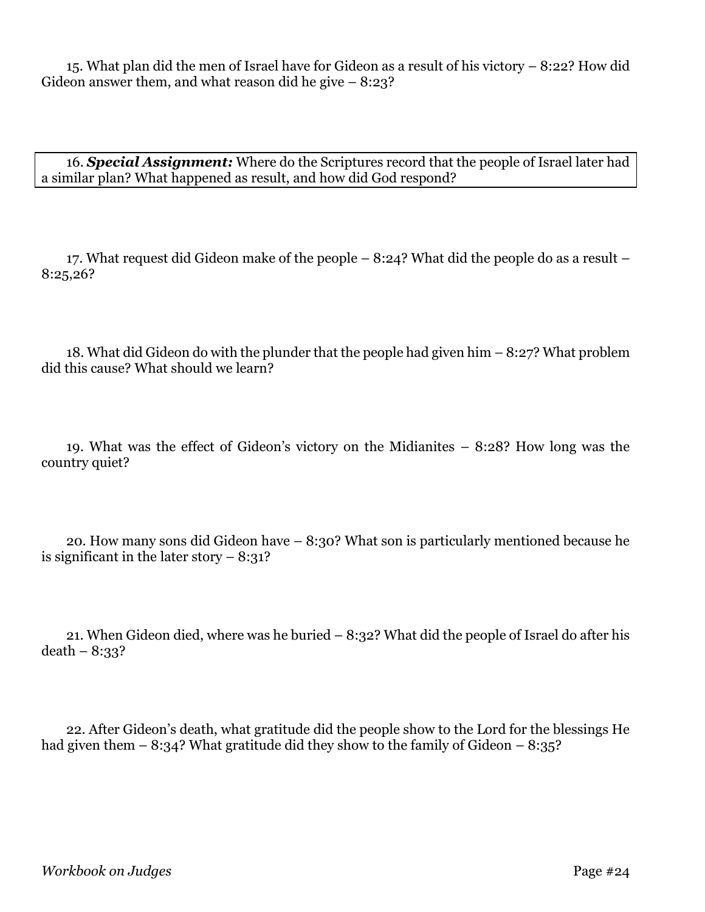15. What plan did the men of Israel have for Gideon as a result of his victory – 8:22? How did Gideon answer them, and what reason did he give – 8:23?

16. ***Special Assignment:*** Where do the Scriptures record that the people of Israel later had a similar plan? What happened as result, and how did God respond?

17. What request did Gideon make of the people – 8:24? What did the people do as a result – 8:25,26?

18. What did Gideon do with the plunder that the people had given him – 8:27? What problem did this cause? What should we learn?

19. What was the effect of Gideon's victory on the Midianites – 8:28? How long was the country quiet?

20. How many sons did Gideon have – 8:30? What son is particularly mentioned because he is significant in the later story – 8:31?

21. When Gideon died, where was he buried – 8:32? What did the people of Israel do after his death – 8:33?

22. After Gideon's death, what gratitude did the people show to the Lord for the blessings He had given them – 8:34? What gratitude did they show to the family of Gideon – 8:35?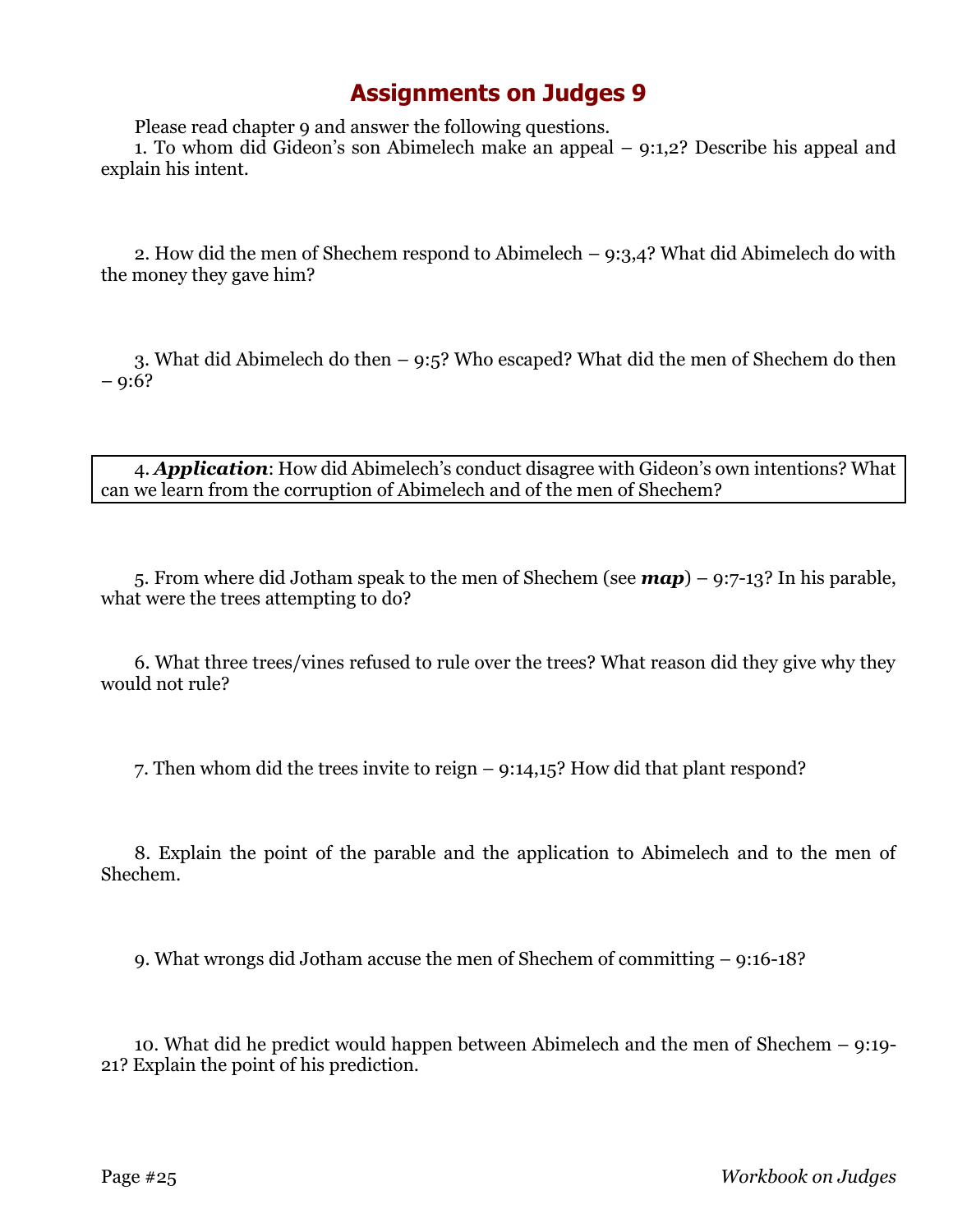# Assignments on Judges 9

Please read chapter 9 and answer the following questions.

1. To whom did Gideon's son Abimelech make an appeal – 9:1,2? Describe his appeal and explain his intent.

2. How did the men of Shechem respond to Abimelech – 9:3,4? What did Abimelech do with the money they gave him?

3. What did Abimelech do then – 9:5? Who escaped? What did the men of Shechem do then – 9:6?

4. ***Application***: How did Abimelech's conduct disagree with Gideon's own intentions? What can we learn from the corruption of Abimelech and of the men of Shechem?

5. From where did Jotham speak to the men of Shechem (see ***map***) – 9:7-13? In his parable, what were the trees attempting to do?

6. What three trees/vines refused to rule over the trees? What reason did they give why they would not rule?

7. Then whom did the trees invite to reign – 9:14,15? How did that plant respond?

8. Explain the point of the parable and the application to Abimelech and to the men of Shechem.

9. What wrongs did Jotham accuse the men of Shechem of committing – 9:16-18?

10. What did he predict would happen between Abimelech and the men of Shechem – 9:19-21? Explain the point of his prediction.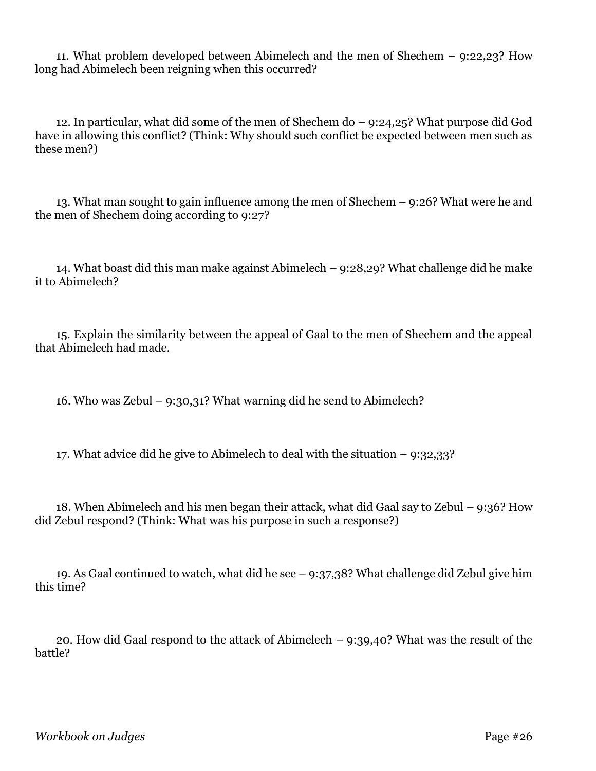11. What problem developed between Abimelech and the men of Shechem – 9:22,23? How long had Abimelech been reigning when this occurred?

12. In particular, what did some of the men of Shechem do – 9:24,25? What purpose did God have in allowing this conflict? (Think: Why should such conflict be expected between men such as these men?)

13. What man sought to gain influence among the men of Shechem – 9:26? What were he and the men of Shechem doing according to 9:27?

14. What boast did this man make against Abimelech – 9:28,29? What challenge did he make it to Abimelech?

15. Explain the similarity between the appeal of Gaal to the men of Shechem and the appeal that Abimelech had made.

16. Who was Zebul – 9:30,31? What warning did he send to Abimelech?

17. What advice did he give to Abimelech to deal with the situation – 9:32,33?

18. When Abimelech and his men began their attack, what did Gaal say to Zebul – 9:36? How did Zebul respond? (Think: What was his purpose in such a response?)

19. As Gaal continued to watch, what did he see – 9:37,38? What challenge did Zebul give him this time?

20. How did Gaal respond to the attack of Abimelech – 9:39,40? What was the result of the battle?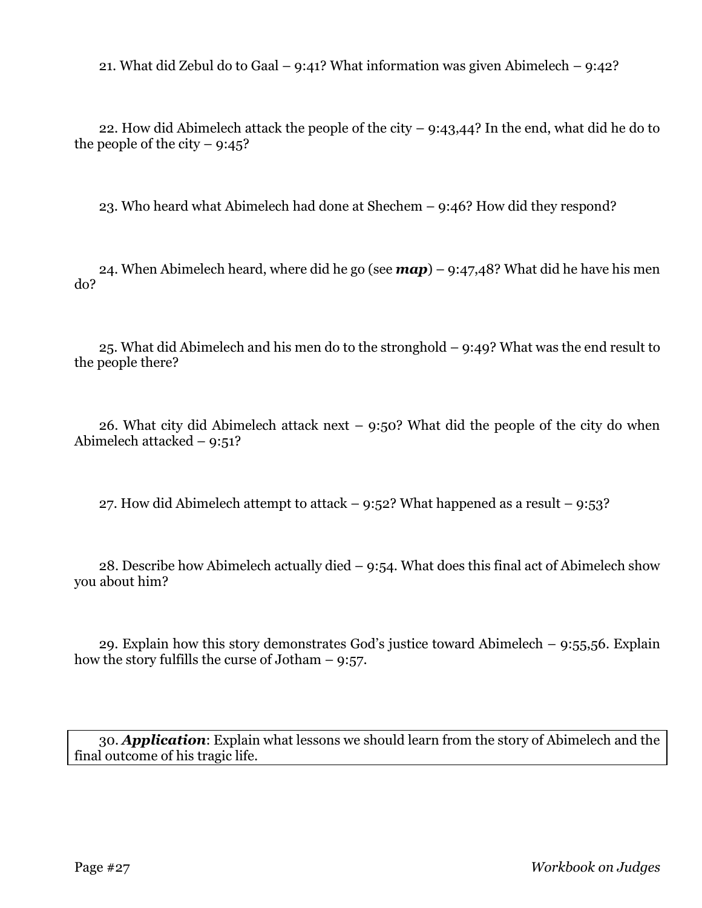21. What did Zebul do to Gaal – 9:41? What information was given Abimelech – 9:42?

22. How did Abimelech attack the people of the city – 9:43,44? In the end, what did he do to the people of the city – 9:45?

23. Who heard what Abimelech had done at Shechem – 9:46? How did they respond?

24. When Abimelech heard, where did he go (see ***map***) – 9:47,48? What did he have his men do?

25. What did Abimelech and his men do to the stronghold – 9:49? What was the end result to the people there?

26. What city did Abimelech attack next – 9:50? What did the people of the city do when Abimelech attacked – 9:51?

27. How did Abimelech attempt to attack – 9:52? What happened as a result – 9:53?

28. Describe how Abimelech actually died – 9:54. What does this final act of Abimelech show you about him?

29. Explain how this story demonstrates God's justice toward Abimelech – 9:55,56. Explain how the story fulfills the curse of Jotham – 9:57.

30. ***Application***: Explain what lessons we should learn from the story of Abimelech and the final outcome of his tragic life.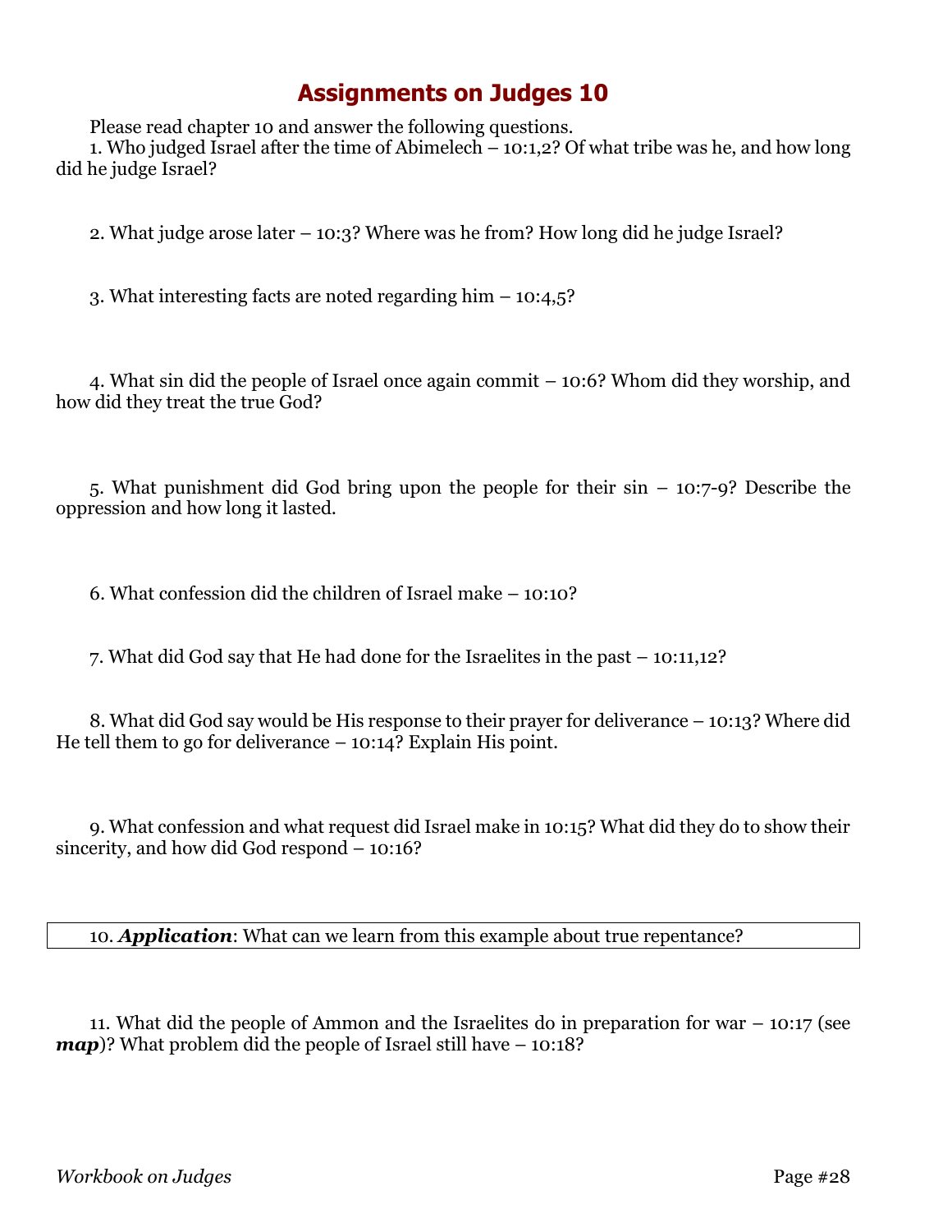# Assignments on Judges 10

Please read chapter 10 and answer the following questions.

1. Who judged Israel after the time of Abimelech – 10:1,2? Of what tribe was he, and how long did he judge Israel?

2. What judge arose later – 10:3? Where was he from? How long did he judge Israel?

3. What interesting facts are noted regarding him – 10:4,5?

4. What sin did the people of Israel once again commit – 10:6? Whom did they worship, and how did they treat the true God?

5. What punishment did God bring upon the people for their sin – 10:7-9? Describe the oppression and how long it lasted.

6. What confession did the children of Israel make – 10:10?

7. What did God say that He had done for the Israelites in the past – 10:11,12?

8. What did God say would be His response to their prayer for deliverance – 10:13? Where did He tell them to go for deliverance – 10:14? Explain His point.

9. What confession and what request did Israel make in 10:15? What did they do to show their sincerity, and how did God respond – 10:16?

10. ***Application***: What can we learn from this example about true repentance?

11. What did the people of Ammon and the Israelites do in preparation for war – 10:17 (see ***map***)? What problem did the people of Israel still have – 10:18?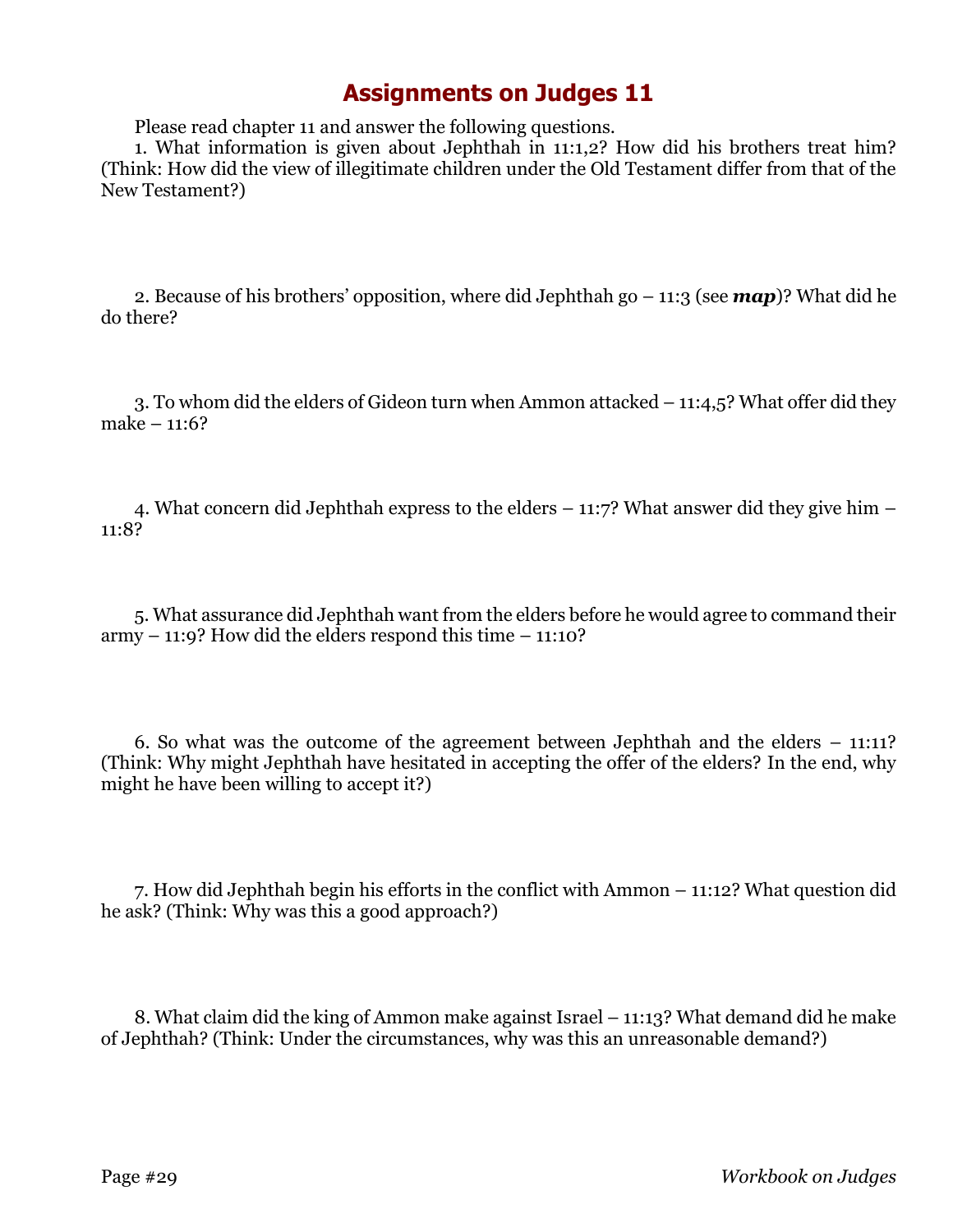# Assignments on Judges 11

Please read chapter 11 and answer the following questions.

1. What information is given about Jephthah in 11:1,2? How did his brothers treat him? (Think: How did the view of illegitimate children under the Old Testament differ from that of the New Testament?)

2. Because of his brothers' opposition, where did Jephthah go – 11:3 (see ***map***)? What did he do there?

3. To whom did the elders of Gideon turn when Ammon attacked – 11:4,5? What offer did they make – 11:6?

4. What concern did Jephthah express to the elders – 11:7? What answer did they give him – 11:8?

5. What assurance did Jephthah want from the elders before he would agree to command their army – 11:9? How did the elders respond this time – 11:10?

6. So what was the outcome of the agreement between Jephthah and the elders – 11:11? (Think: Why might Jephthah have hesitated in accepting the offer of the elders? In the end, why might he have been willing to accept it?)

7. How did Jephthah begin his efforts in the conflict with Ammon – 11:12? What question did he ask? (Think: Why was this a good approach?)

8. What claim did the king of Ammon make against Israel – 11:13? What demand did he make of Jephthah? (Think: Under the circumstances, why was this an unreasonable demand?)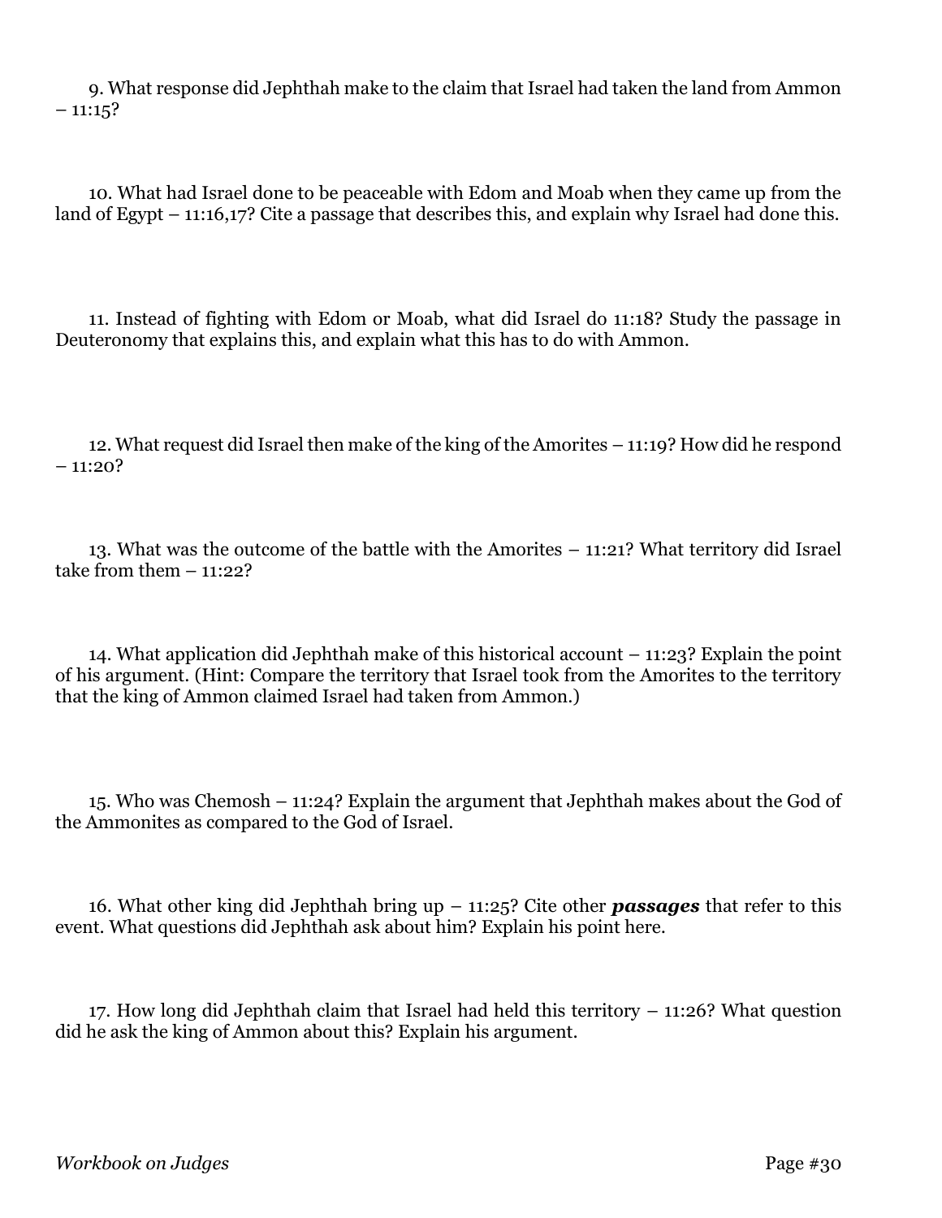9. What response did Jephthah make to the claim that Israel had taken the land from Ammon – 11:15?

10. What had Israel done to be peaceable with Edom and Moab when they came up from the land of Egypt – 11:16,17? Cite a passage that describes this, and explain why Israel had done this.

11. Instead of fighting with Edom or Moab, what did Israel do 11:18? Study the passage in Deuteronomy that explains this, and explain what this has to do with Ammon.

12. What request did Israel then make of the king of the Amorites – 11:19? How did he respond – 11:20?

13. What was the outcome of the battle with the Amorites – 11:21? What territory did Israel take from them – 11:22?

14. What application did Jephthah make of this historical account – 11:23? Explain the point of his argument. (Hint: Compare the territory that Israel took from the Amorites to the territory that the king of Ammon claimed Israel had taken from Ammon.)

15. Who was Chemosh – 11:24? Explain the argument that Jephthah makes about the God of the Ammonites as compared to the God of Israel.

16. What other king did Jephthah bring up – 11:25? Cite other ***passages*** that refer to this event. What questions did Jephthah ask about him? Explain his point here.

17. How long did Jephthah claim that Israel had held this territory – 11:26? What question did he ask the king of Ammon about this? Explain his argument.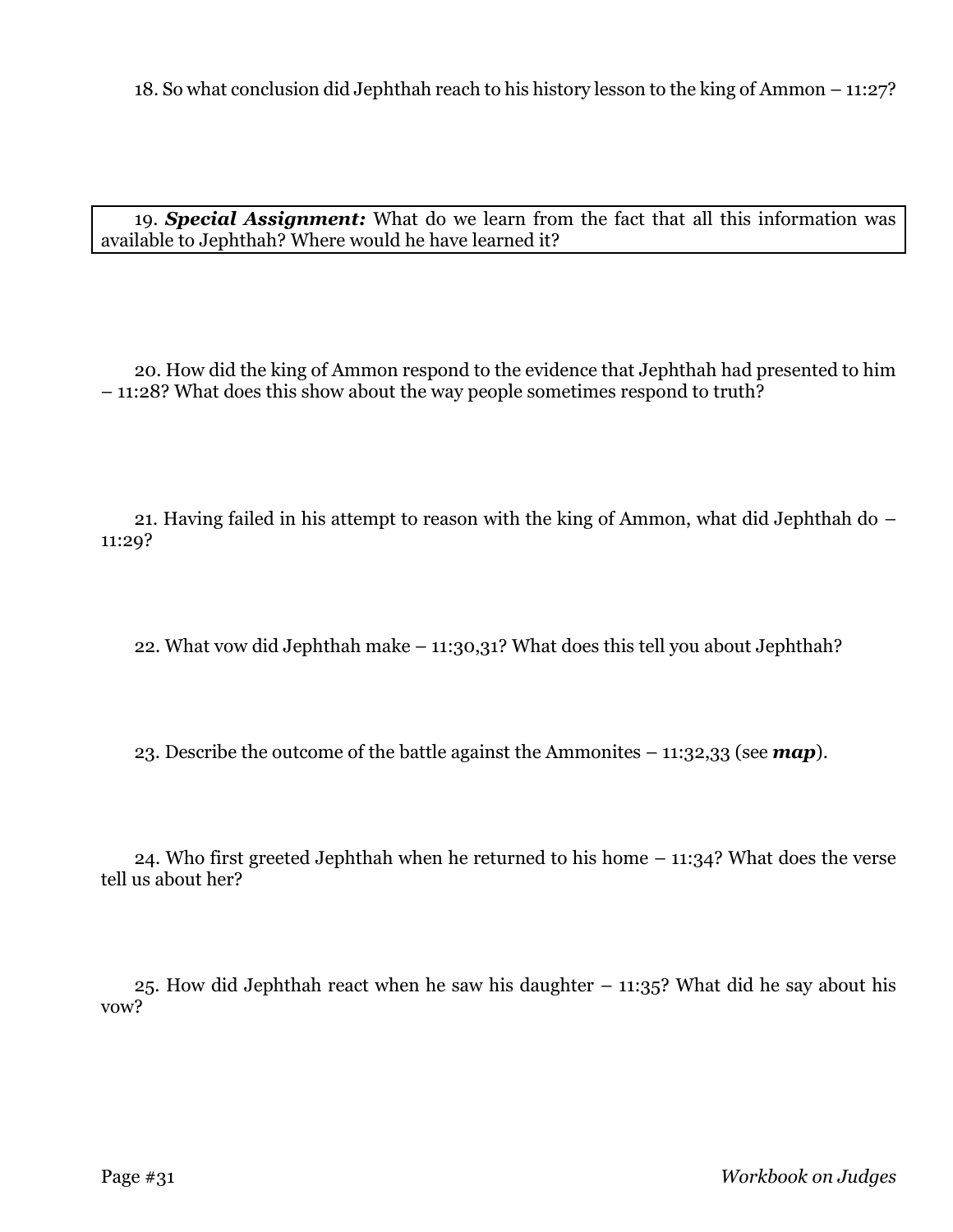18. So what conclusion did Jephthah reach to his history lesson to the king of Ammon – 11:27?

19. ***Special Assignment:*** What do we learn from the fact that all this information was available to Jephthah? Where would he have learned it?

20. How did the king of Ammon respond to the evidence that Jephthah had presented to him – 11:28? What does this show about the way people sometimes respond to truth?

21. Having failed in his attempt to reason with the king of Ammon, what did Jephthah do – 11:29?

22. What vow did Jephthah make – 11:30,31? What does this tell you about Jephthah?

23. Describe the outcome of the battle against the Ammonites – 11:32,33 (see ***map***).

24. Who first greeted Jephthah when he returned to his home – 11:34? What does the verse tell us about her?

25. How did Jephthah react when he saw his daughter – 11:35? What did he say about his vow?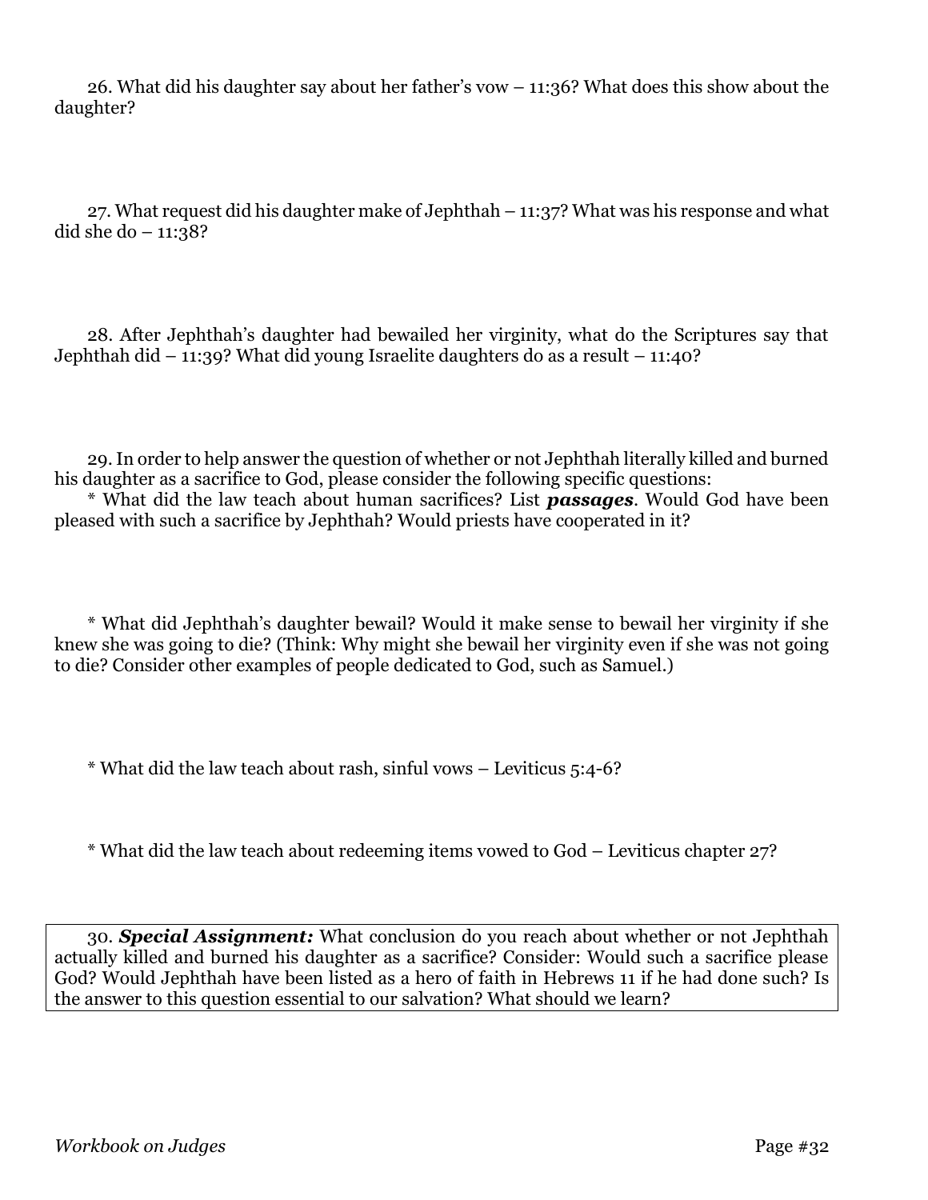26. What did his daughter say about her father's vow – 11:36? What does this show about the daughter?

27. What request did his daughter make of Jephthah – 11:37? What was his response and what did she do – 11:38?

28. After Jephthah's daughter had bewailed her virginity, what do the Scriptures say that Jephthah did – 11:39? What did young Israelite daughters do as a result – 11:40?

29. In order to help answer the question of whether or not Jephthah literally killed and burned his daughter as a sacrifice to God, please consider the following specific questions:

* What did the law teach about human sacrifices? List ***passages***. Would God have been pleased with such a sacrifice by Jephthah? Would priests have cooperated in it?

* What did Jephthah's daughter bewail? Would it make sense to bewail her virginity if she knew she was going to die? (Think: Why might she bewail her virginity even if she was not going to die? Consider other examples of people dedicated to God, such as Samuel.)

* What did the law teach about rash, sinful vows – Leviticus 5:4-6?

* What did the law teach about redeeming items vowed to God – Leviticus chapter 27?

30. ***Special Assignment:*** What conclusion do you reach about whether or not Jephthah actually killed and burned his daughter as a sacrifice? Consider: Would such a sacrifice please God? Would Jephthah have been listed as a hero of faith in Hebrews 11 if he had done such? Is the answer to this question essential to our salvation? What should we learn?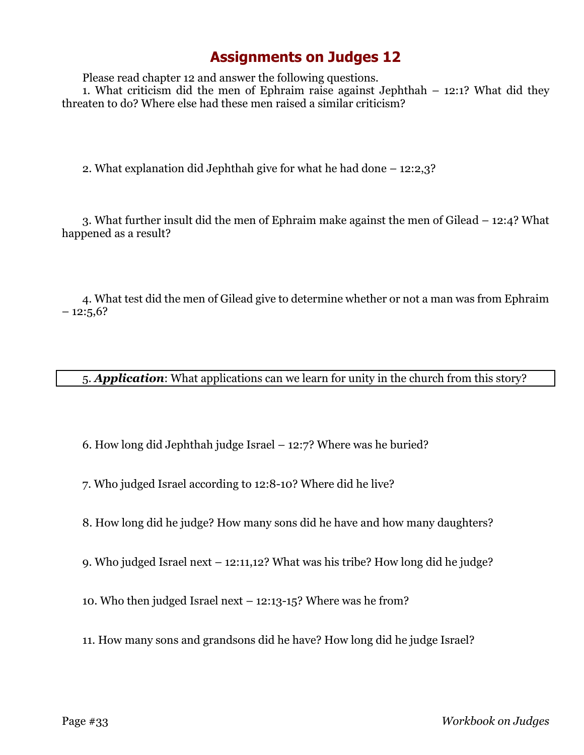# Assignments on Judges 12

Please read chapter 12 and answer the following questions.

1. What criticism did the men of Ephraim raise against Jephthah – 12:1? What did they threaten to do? Where else had these men raised a similar criticism?

2. What explanation did Jephthah give for what he had done – 12:2,3?

3. What further insult did the men of Ephraim make against the men of Gilead – 12:4? What happened as a result?

4. What test did the men of Gilead give to determine whether or not a man was from Ephraim – 12:5,6?

5. ***Application***: What applications can we learn for unity in the church from this story?

6. How long did Jephthah judge Israel – 12:7? Where was he buried?

7. Who judged Israel according to 12:8-10? Where did he live?

8. How long did he judge? How many sons did he have and how many daughters?

9. Who judged Israel next – 12:11,12? What was his tribe? How long did he judge?

10. Who then judged Israel next – 12:13-15? Where was he from?

11. How many sons and grandsons did he have? How long did he judge Israel?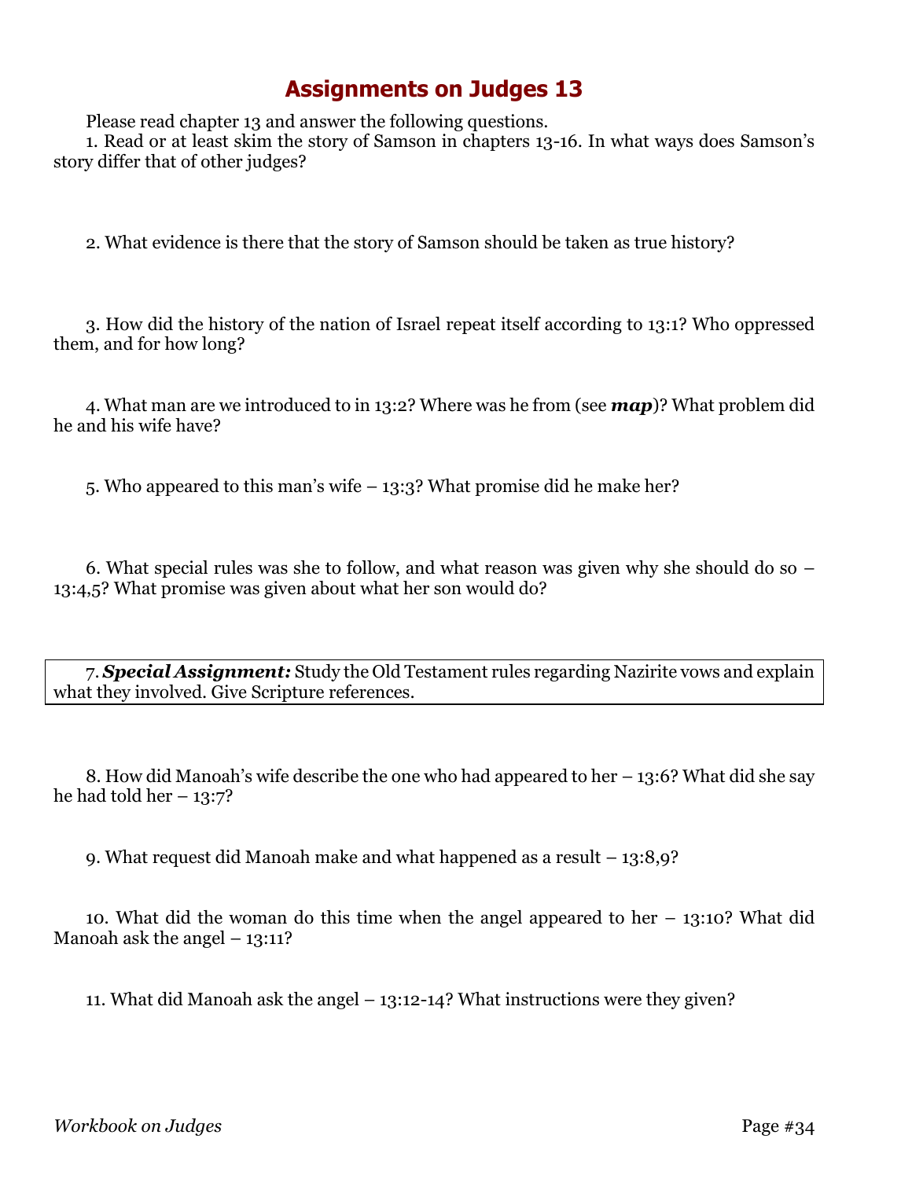# Assignments on Judges 13

Please read chapter 13 and answer the following questions.

1. Read or at least skim the story of Samson in chapters 13-16. In what ways does Samson's story differ that of other judges?

2. What evidence is there that the story of Samson should be taken as true history?

3. How did the history of the nation of Israel repeat itself according to 13:1? Who oppressed them, and for how long?

4. What man are we introduced to in 13:2? Where was he from (see ***map***)? What problem did he and his wife have?

5. Who appeared to this man's wife – 13:3? What promise did he make her?

6. What special rules was she to follow, and what reason was given why she should do so – 13:4,5? What promise was given about what her son would do?

7. ***Special Assignment:*** Study the Old Testament rules regarding Nazirite vows and explain what they involved. Give Scripture references.

8. How did Manoah's wife describe the one who had appeared to her – 13:6? What did she say he had told her – 13:7?

9. What request did Manoah make and what happened as a result – 13:8,9?

10. What did the woman do this time when the angel appeared to her – 13:10? What did Manoah ask the angel – 13:11?

11. What did Manoah ask the angel – 13:12-14? What instructions were they given?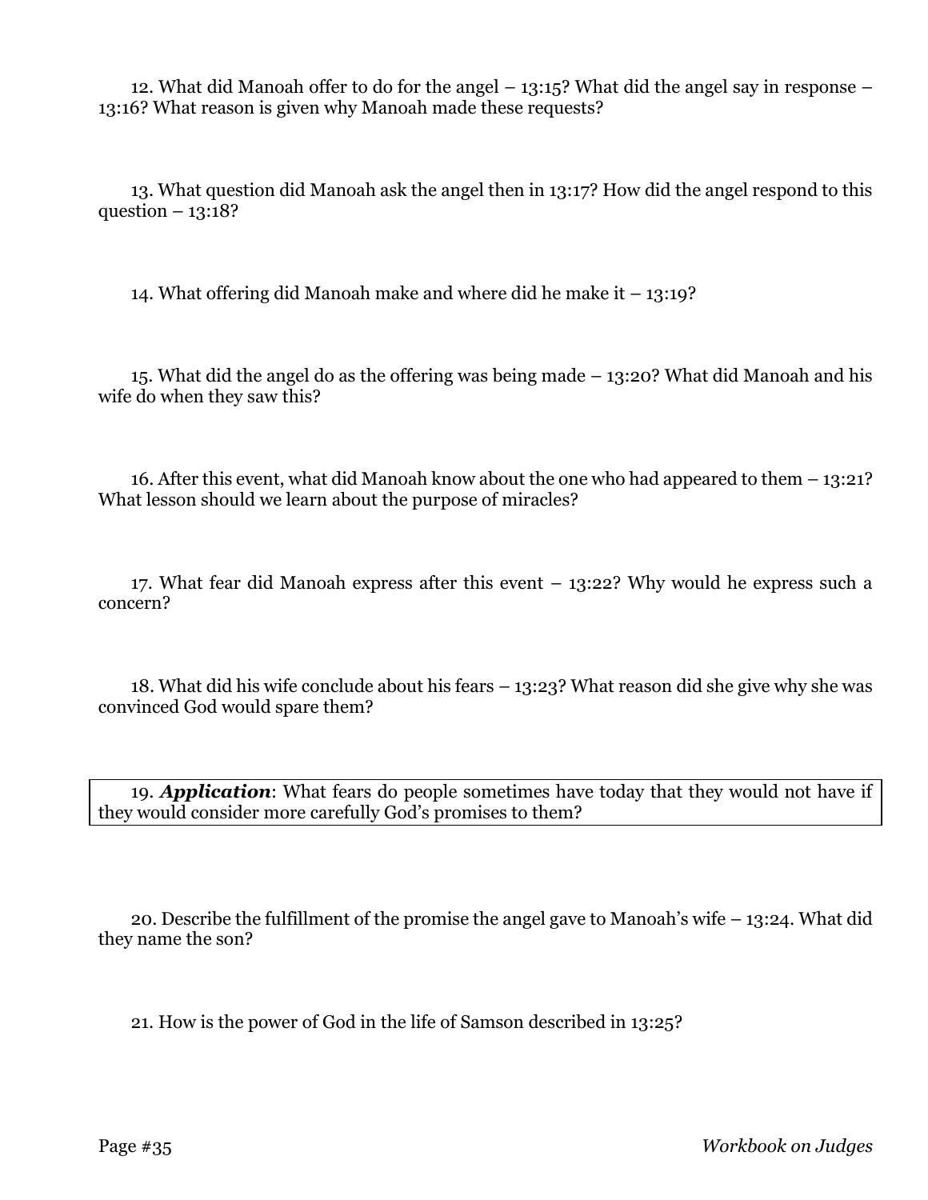12. What did Manoah offer to do for the angel – 13:15? What did the angel say in response – 13:16? What reason is given why Manoah made these requests?

13. What question did Manoah ask the angel then in 13:17? How did the angel respond to this question – 13:18?

14. What offering did Manoah make and where did he make it – 13:19?

15. What did the angel do as the offering was being made – 13:20? What did Manoah and his wife do when they saw this?

16. After this event, what did Manoah know about the one who had appeared to them – 13:21? What lesson should we learn about the purpose of miracles?

17. What fear did Manoah express after this event – 13:22? Why would he express such a concern?

18. What did his wife conclude about his fears – 13:23? What reason did she give why she was convinced God would spare them?

19. ***Application***: What fears do people sometimes have today that they would not have if they would consider more carefully God's promises to them?

20. Describe the fulfillment of the promise the angel gave to Manoah's wife – 13:24. What did they name the son?

21. How is the power of God in the life of Samson described in 13:25?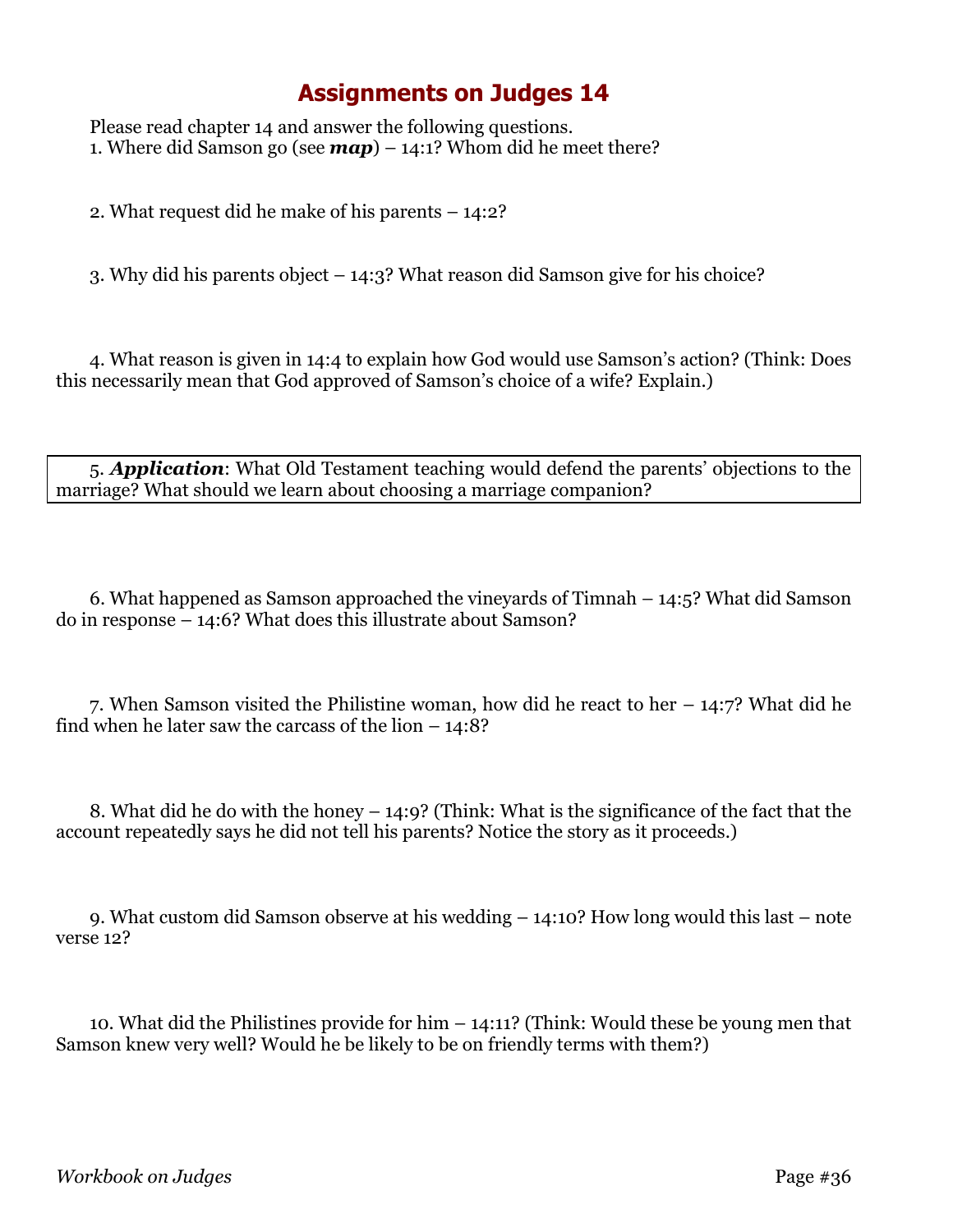# Assignments on Judges 14

Please read chapter 14 and answer the following questions.

1. Where did Samson go (see ***map***) – 14:1? Whom did he meet there?

2. What request did he make of his parents – 14:2?

3. Why did his parents object – 14:3? What reason did Samson give for his choice?

4. What reason is given in 14:4 to explain how God would use Samson's action? (Think: Does this necessarily mean that God approved of Samson's choice of a wife? Explain.)

5. ***Application***: What Old Testament teaching would defend the parents' objections to the marriage? What should we learn about choosing a marriage companion?

6. What happened as Samson approached the vineyards of Timnah – 14:5? What did Samson do in response – 14:6? What does this illustrate about Samson?

7. When Samson visited the Philistine woman, how did he react to her – 14:7? What did he find when he later saw the carcass of the lion – 14:8?

8. What did he do with the honey – 14:9? (Think: What is the significance of the fact that the account repeatedly says he did not tell his parents? Notice the story as it proceeds.)

9. What custom did Samson observe at his wedding – 14:10? How long would this last – note verse 12?

10. What did the Philistines provide for him – 14:11? (Think: Would these be young men that Samson knew very well? Would he be likely to be on friendly terms with them?)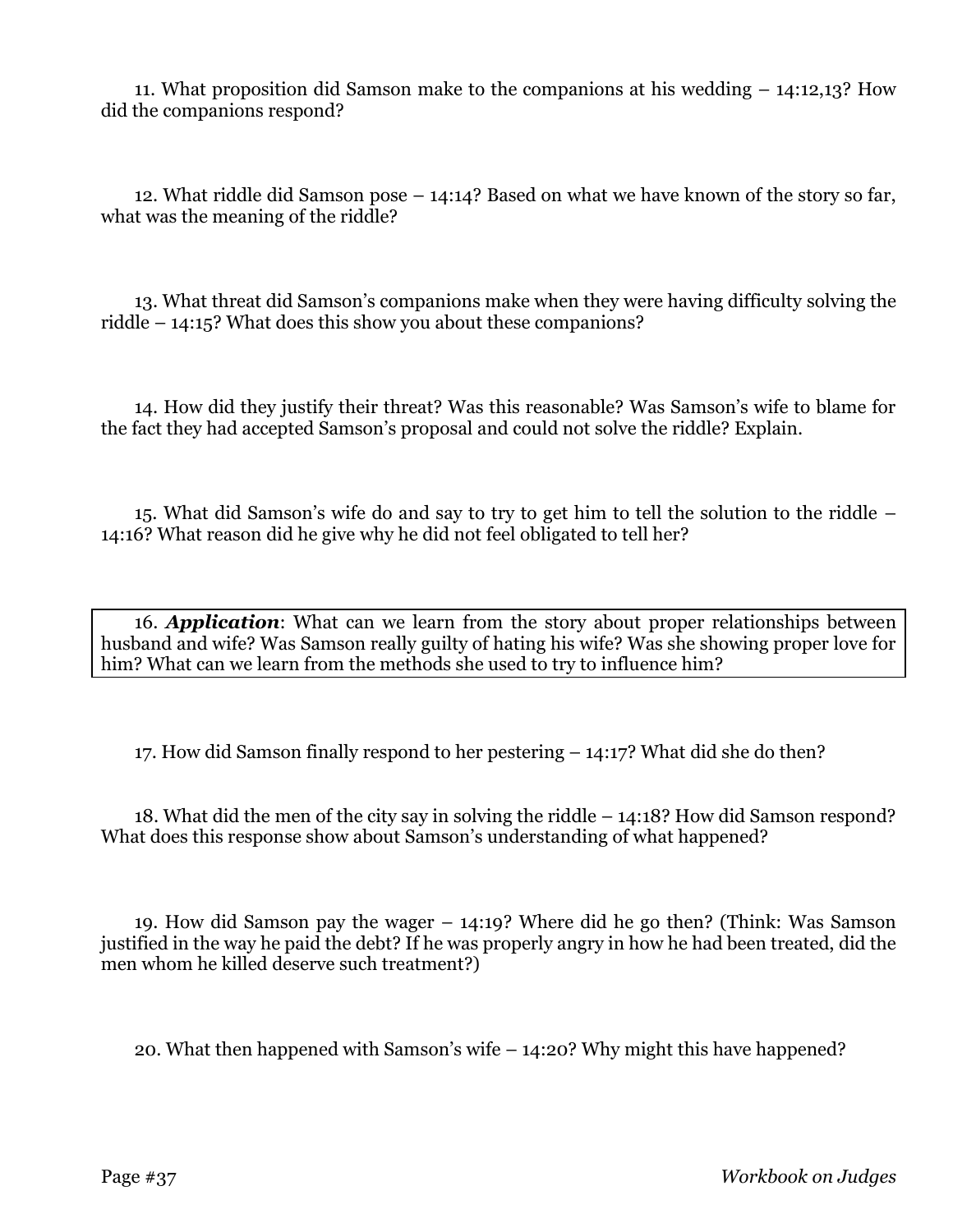11. What proposition did Samson make to the companions at his wedding – 14:12,13? How did the companions respond?

12. What riddle did Samson pose – 14:14? Based on what we have known of the story so far, what was the meaning of the riddle?

13. What threat did Samson's companions make when they were having difficulty solving the riddle – 14:15? What does this show you about these companions?

14. How did they justify their threat? Was this reasonable? Was Samson's wife to blame for the fact they had accepted Samson's proposal and could not solve the riddle? Explain.

15. What did Samson's wife do and say to try to get him to tell the solution to the riddle – 14:16? What reason did he give why he did not feel obligated to tell her?

16. ***Application***: What can we learn from the story about proper relationships between husband and wife? Was Samson really guilty of hating his wife? Was she showing proper love for him? What can we learn from the methods she used to try to influence him?

17. How did Samson finally respond to her pestering – 14:17? What did she do then?

18. What did the men of the city say in solving the riddle – 14:18? How did Samson respond? What does this response show about Samson's understanding of what happened?

19. How did Samson pay the wager – 14:19? Where did he go then? (Think: Was Samson justified in the way he paid the debt? If he was properly angry in how he had been treated, did the men whom he killed deserve such treatment?)

20. What then happened with Samson's wife – 14:20? Why might this have happened?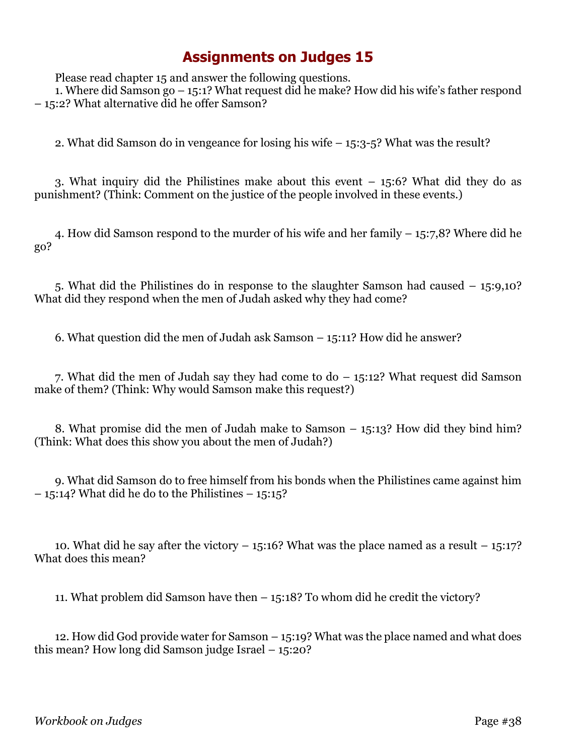# Assignments on Judges 15

Please read chapter 15 and answer the following questions.

1. Where did Samson go – 15:1? What request did he make? How did his wife's father respond – 15:2? What alternative did he offer Samson?

2. What did Samson do in vengeance for losing his wife – 15:3-5? What was the result?

3. What inquiry did the Philistines make about this event – 15:6? What did they do as punishment? (Think: Comment on the justice of the people involved in these events.)

4. How did Samson respond to the murder of his wife and her family – 15:7,8? Where did he go?

5. What did the Philistines do in response to the slaughter Samson had caused – 15:9,10? What did they respond when the men of Judah asked why they had come?

6. What question did the men of Judah ask Samson – 15:11? How did he answer?

7. What did the men of Judah say they had come to do – 15:12? What request did Samson make of them? (Think: Why would Samson make this request?)

8. What promise did the men of Judah make to Samson – 15:13? How did they bind him? (Think: What does this show you about the men of Judah?)

9. What did Samson do to free himself from his bonds when the Philistines came against him – 15:14? What did he do to the Philistines – 15:15?

10. What did he say after the victory – 15:16? What was the place named as a result – 15:17? What does this mean?

11. What problem did Samson have then – 15:18? To whom did he credit the victory?

12. How did God provide water for Samson – 15:19? What was the place named and what does this mean? How long did Samson judge Israel – 15:20?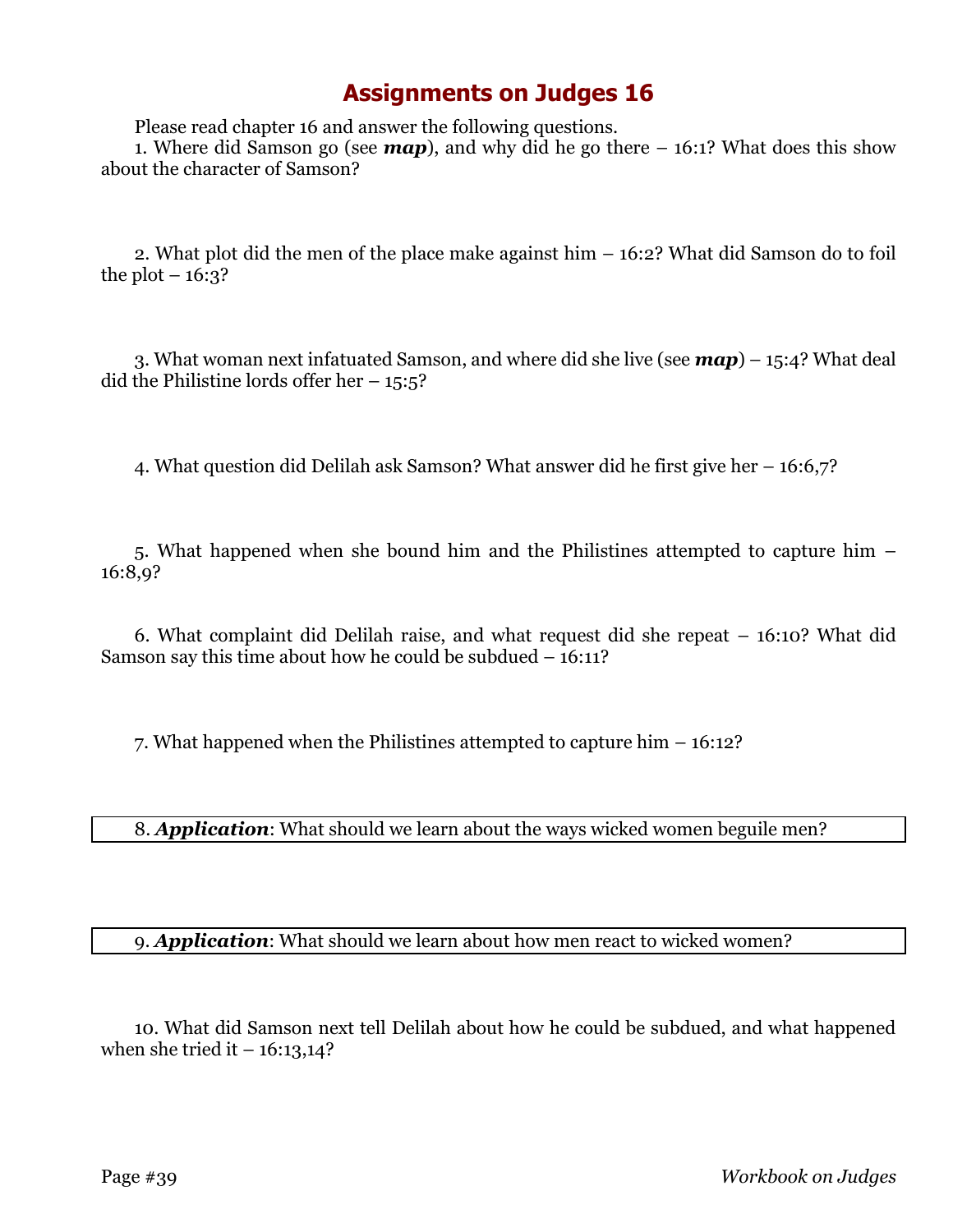# Assignments on Judges 16

Please read chapter 16 and answer the following questions.

1. Where did Samson go (see ***map***), and why did he go there – 16:1? What does this show about the character of Samson?

2. What plot did the men of the place make against him – 16:2? What did Samson do to foil the plot – 16:3?

3. What woman next infatuated Samson, and where did she live (see ***map***) – 15:4? What deal did the Philistine lords offer her – 15:5?

4. What question did Delilah ask Samson? What answer did he first give her – 16:6,7?

5. What happened when she bound him and the Philistines attempted to capture him – 16:8,9?

6. What complaint did Delilah raise, and what request did she repeat – 16:10? What did Samson say this time about how he could be subdued – 16:11?

7. What happened when the Philistines attempted to capture him – 16:12?

8. ***Application***: What should we learn about the ways wicked women beguile men?

9. ***Application***: What should we learn about how men react to wicked women?

10. What did Samson next tell Delilah about how he could be subdued, and what happened when she tried it – 16:13,14?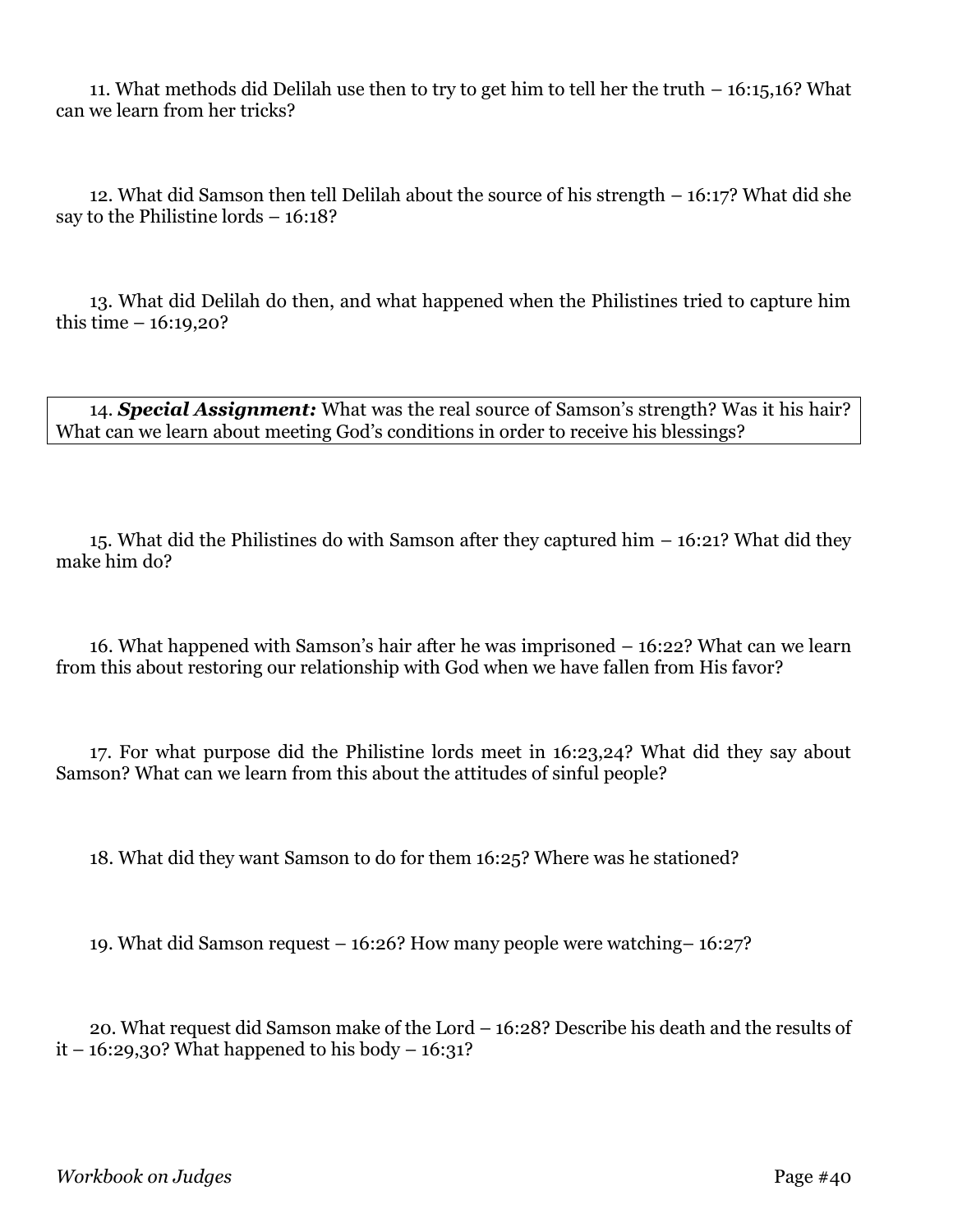11. What methods did Delilah use then to try to get him to tell her the truth – 16:15,16? What can we learn from her tricks?

12. What did Samson then tell Delilah about the source of his strength – 16:17? What did she say to the Philistine lords – 16:18?

13. What did Delilah do then, and what happened when the Philistines tried to capture him this time – 16:19,20?

14. ***Special Assignment:*** What was the real source of Samson's strength? Was it his hair? What can we learn about meeting God's conditions in order to receive his blessings?

15. What did the Philistines do with Samson after they captured him – 16:21? What did they make him do?

16. What happened with Samson's hair after he was imprisoned – 16:22? What can we learn from this about restoring our relationship with God when we have fallen from His favor?

17. For what purpose did the Philistine lords meet in 16:23,24? What did they say about Samson? What can we learn from this about the attitudes of sinful people?

18. What did they want Samson to do for them 16:25? Where was he stationed?

19. What did Samson request – 16:26? How many people were watching– 16:27?

20. What request did Samson make of the Lord – 16:28? Describe his death and the results of it – 16:29,30? What happened to his body – 16:31?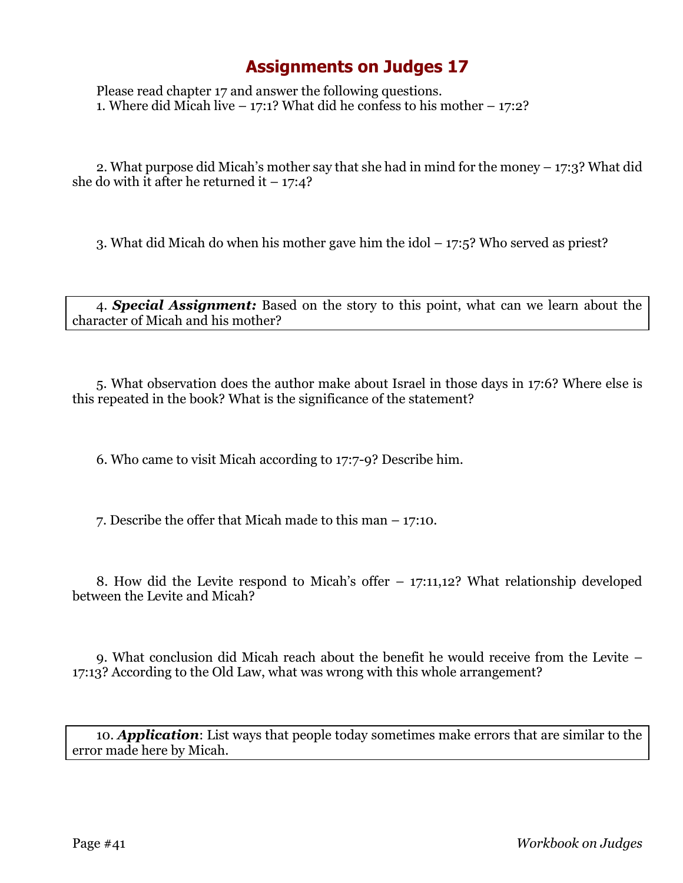# Assignments on Judges 17

Please read chapter 17 and answer the following questions.

1. Where did Micah live – 17:1? What did he confess to his mother – 17:2?

2. What purpose did Micah's mother say that she had in mind for the money – 17:3? What did she do with it after he returned it – 17:4?

3. What did Micah do when his mother gave him the idol – 17:5? Who served as priest?

4. ***Special Assignment:*** Based on the story to this point, what can we learn about the character of Micah and his mother?

5. What observation does the author make about Israel in those days in 17:6? Where else is this repeated in the book? What is the significance of the statement?

6. Who came to visit Micah according to 17:7-9? Describe him.

7. Describe the offer that Micah made to this man – 17:10.

8. How did the Levite respond to Micah's offer – 17:11,12? What relationship developed between the Levite and Micah?

9. What conclusion did Micah reach about the benefit he would receive from the Levite – 17:13? According to the Old Law, what was wrong with this whole arrangement?

10. ***Application***: List ways that people today sometimes make errors that are similar to the error made here by Micah.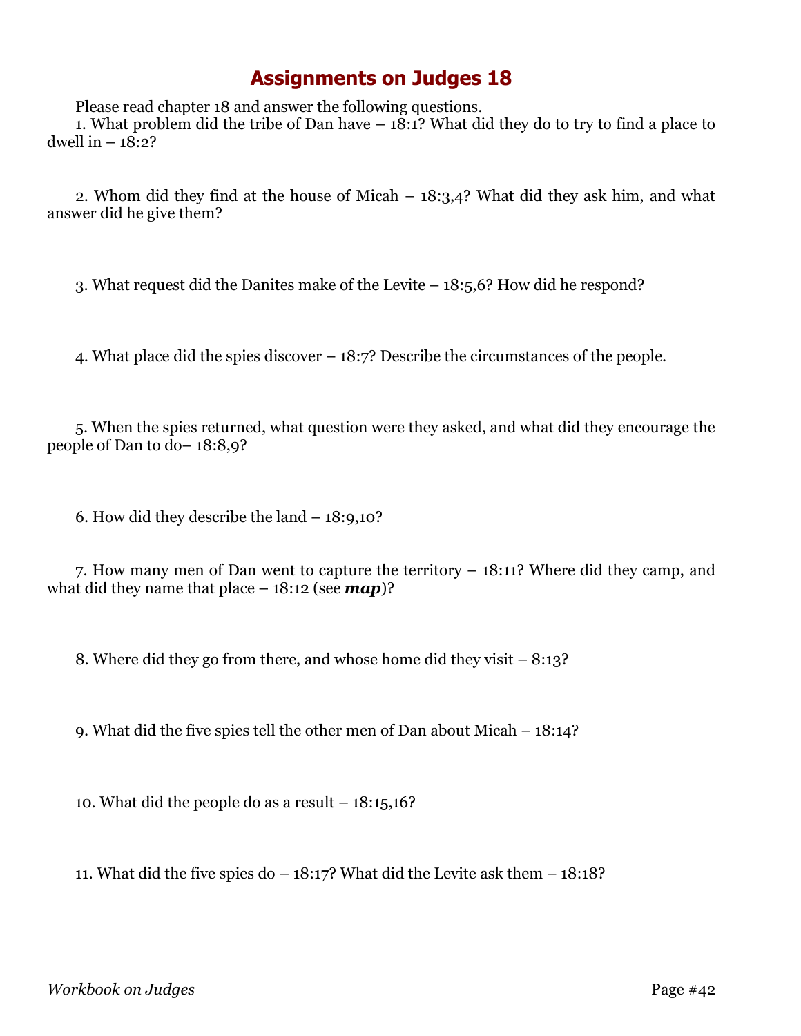# Assignments on Judges 18

Please read chapter 18 and answer the following questions.

1. What problem did the tribe of Dan have – 18:1? What did they do to try to find a place to dwell in – 18:2?

2. Whom did they find at the house of Micah – 18:3,4? What did they ask him, and what answer did he give them?

3. What request did the Danites make of the Levite – 18:5,6? How did he respond?

4. What place did the spies discover – 18:7? Describe the circumstances of the people.

5. When the spies returned, what question were they asked, and what did they encourage the people of Dan to do– 18:8,9?

6. How did they describe the land – 18:9,10?

7. How many men of Dan went to capture the territory – 18:11? Where did they camp, and what did they name that place – 18:12 (see ***map***)?

8. Where did they go from there, and whose home did they visit – 8:13?

9. What did the five spies tell the other men of Dan about Micah – 18:14?

10. What did the people do as a result – 18:15,16?

11. What did the five spies do – 18:17? What did the Levite ask them – 18:18?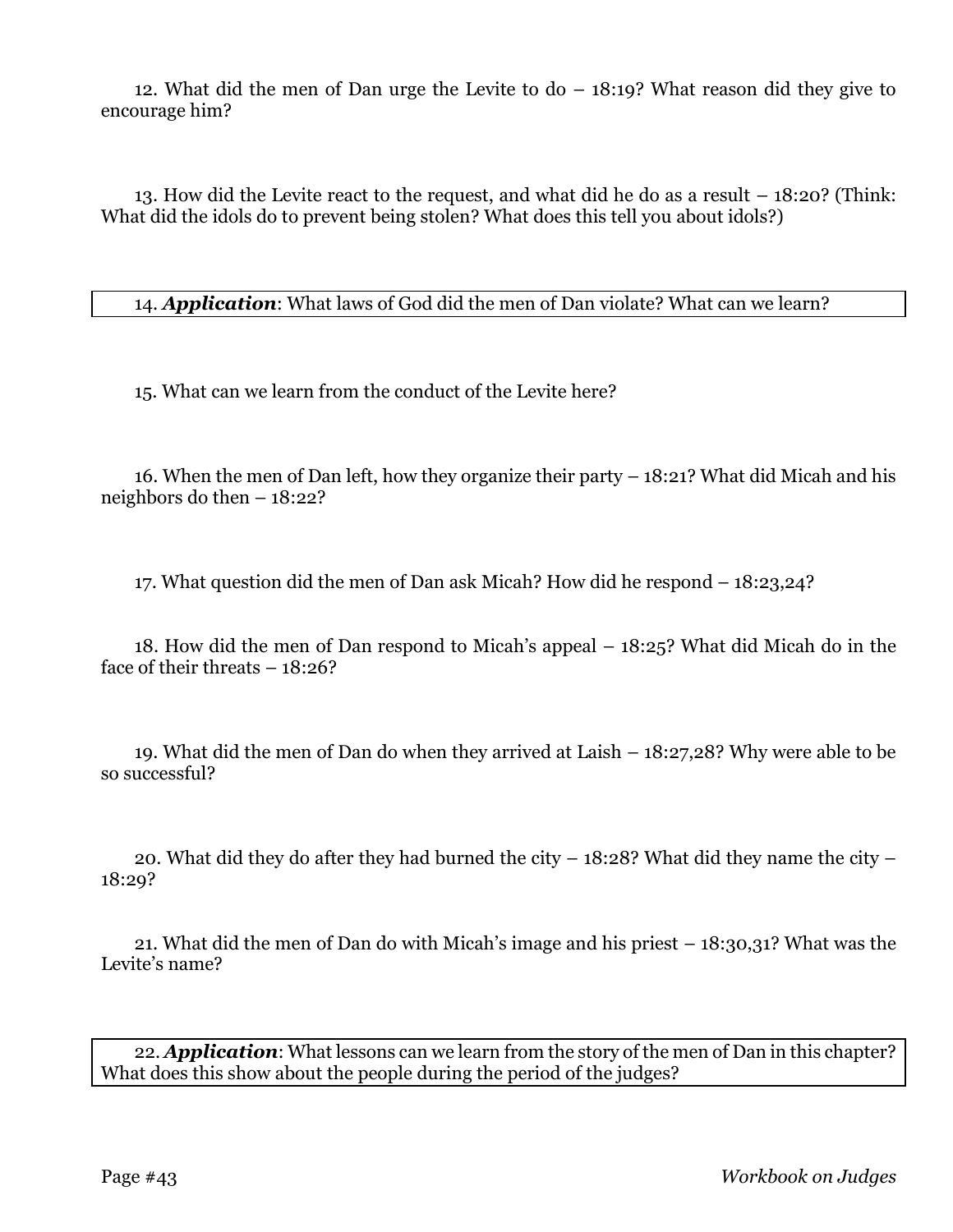12. What did the men of Dan urge the Levite to do – 18:19? What reason did they give to encourage him?

13. How did the Levite react to the request, and what did he do as a result – 18:20? (Think: What did the idols do to prevent being stolen? What does this tell you about idols?)

14. ***Application***: What laws of God did the men of Dan violate? What can we learn?

15. What can we learn from the conduct of the Levite here?

16. When the men of Dan left, how they organize their party – 18:21? What did Micah and his neighbors do then – 18:22?

17. What question did the men of Dan ask Micah? How did he respond – 18:23,24?

18. How did the men of Dan respond to Micah's appeal – 18:25? What did Micah do in the face of their threats – 18:26?

19. What did the men of Dan do when they arrived at Laish – 18:27,28? Why were able to be so successful?

20. What did they do after they had burned the city – 18:28? What did they name the city – 18:29?

21. What did the men of Dan do with Micah's image and his priest – 18:30,31? What was the Levite's name?

22. ***Application***: What lessons can we learn from the story of the men of Dan in this chapter? What does this show about the people during the period of the judges?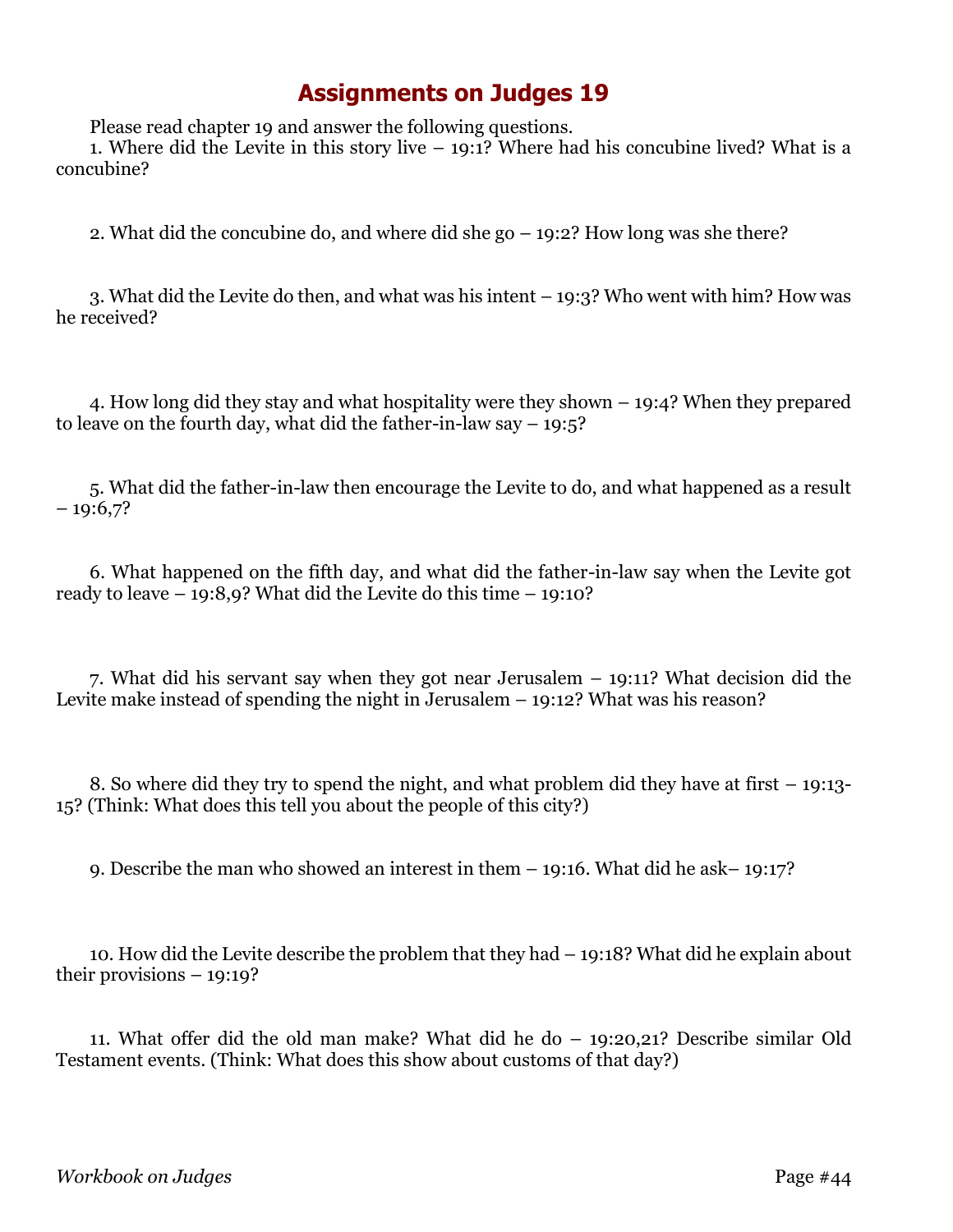# Assignments on Judges 19

Please read chapter 19 and answer the following questions.

1. Where did the Levite in this story live – 19:1? Where had his concubine lived? What is a concubine?

2. What did the concubine do, and where did she go – 19:2? How long was she there?

3. What did the Levite do then, and what was his intent – 19:3? Who went with him? How was he received?

4. How long did they stay and what hospitality were they shown – 19:4? When they prepared to leave on the fourth day, what did the father-in-law say – 19:5?

5. What did the father-in-law then encourage the Levite to do, and what happened as a result – 19:6,7?

6. What happened on the fifth day, and what did the father-in-law say when the Levite got ready to leave – 19:8,9? What did the Levite do this time – 19:10?

7. What did his servant say when they got near Jerusalem – 19:11? What decision did the Levite make instead of spending the night in Jerusalem – 19:12? What was his reason?

8. So where did they try to spend the night, and what problem did they have at first – 19:13-15? (Think: What does this tell you about the people of this city?)

9. Describe the man who showed an interest in them – 19:16. What did he ask– 19:17?

10. How did the Levite describe the problem that they had – 19:18? What did he explain about their provisions – 19:19?

11. What offer did the old man make? What did he do – 19:20,21? Describe similar Old Testament events. (Think: What does this show about customs of that day?)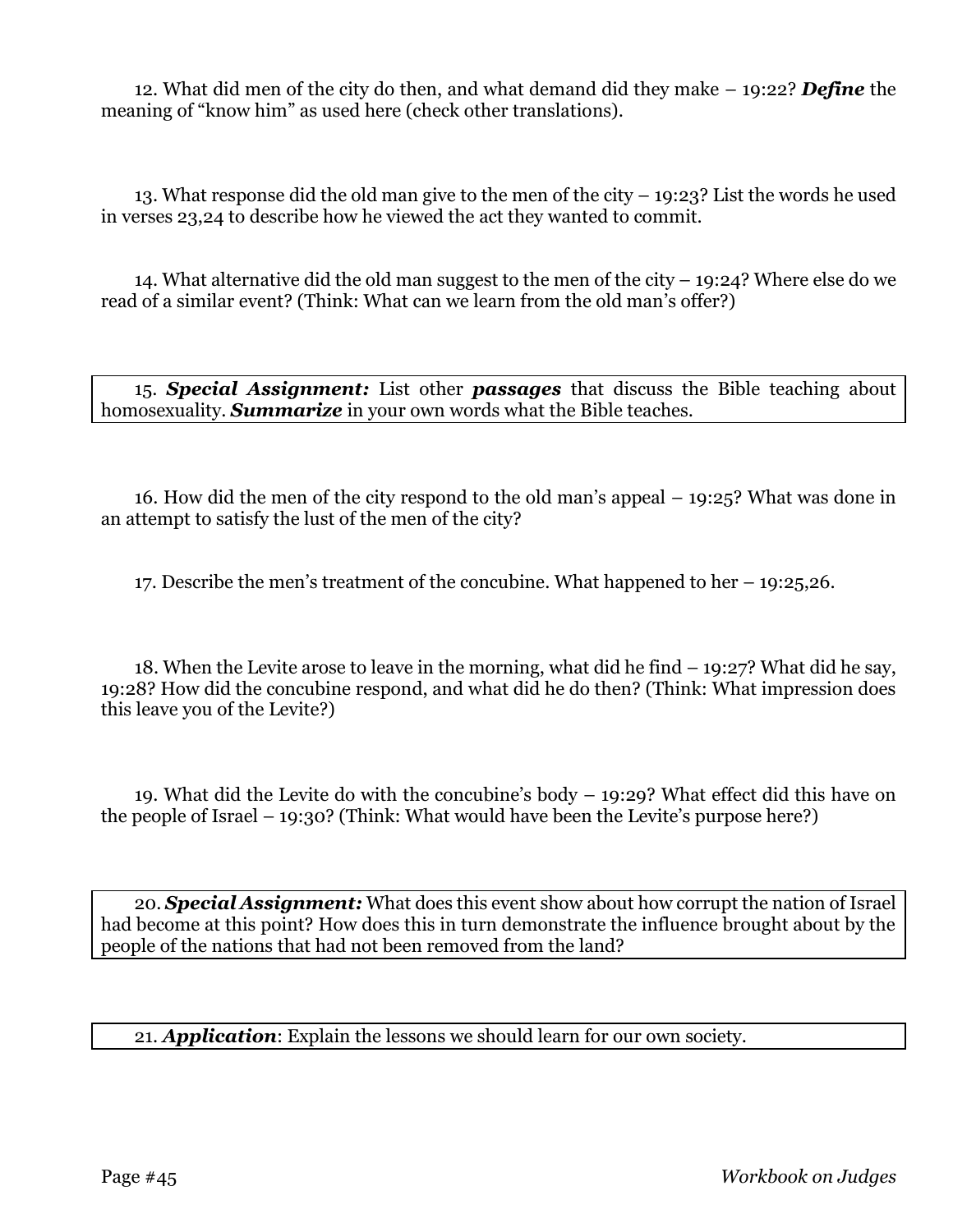12. What did men of the city do then, and what demand did they make – 19:22? ***Define*** the meaning of "know him" as used here (check other translations).

13. What response did the old man give to the men of the city – 19:23? List the words he used in verses 23,24 to describe how he viewed the act they wanted to commit.

14. What alternative did the old man suggest to the men of the city – 19:24? Where else do we read of a similar event? (Think: What can we learn from the old man's offer?)

15. ***Special Assignment:*** List other ***passages*** that discuss the Bible teaching about homosexuality. ***Summarize*** in your own words what the Bible teaches.

16. How did the men of the city respond to the old man's appeal – 19:25? What was done in an attempt to satisfy the lust of the men of the city?

17. Describe the men's treatment of the concubine. What happened to her – 19:25,26.

18. When the Levite arose to leave in the morning, what did he find – 19:27? What did he say, 19:28? How did the concubine respond, and what did he do then? (Think: What impression does this leave you of the Levite?)

19. What did the Levite do with the concubine's body – 19:29? What effect did this have on the people of Israel – 19:30? (Think: What would have been the Levite's purpose here?)

20. ***Special Assignment:*** What does this event show about how corrupt the nation of Israel had become at this point? How does this in turn demonstrate the influence brought about by the people of the nations that had not been removed from the land?

21. ***Application***: Explain the lessons we should learn for our own society.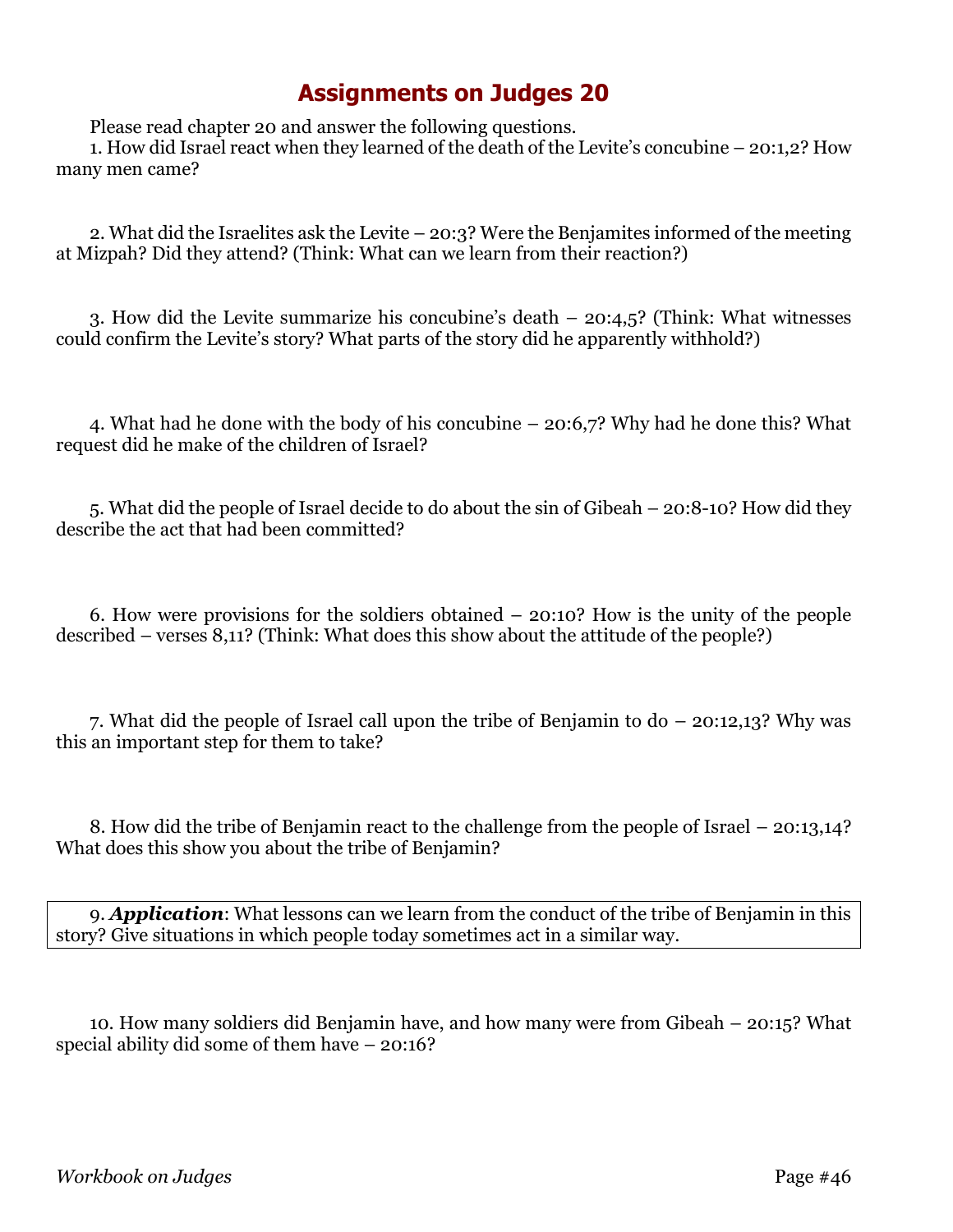# Assignments on Judges 20

Please read chapter 20 and answer the following questions.

1. How did Israel react when they learned of the death of the Levite's concubine – 20:1,2? How many men came?

2. What did the Israelites ask the Levite – 20:3? Were the Benjamites informed of the meeting at Mizpah? Did they attend? (Think: What can we learn from their reaction?)

3. How did the Levite summarize his concubine's death – 20:4,5? (Think: What witnesses could confirm the Levite's story? What parts of the story did he apparently withhold?)

4. What had he done with the body of his concubine – 20:6,7? Why had he done this? What request did he make of the children of Israel?

5. What did the people of Israel decide to do about the sin of Gibeah – 20:8-10? How did they describe the act that had been committed?

6. How were provisions for the soldiers obtained – 20:10? How is the unity of the people described – verses 8,11? (Think: What does this show about the attitude of the people?)

7. What did the people of Israel call upon the tribe of Benjamin to do – 20:12,13? Why was this an important step for them to take?

8. How did the tribe of Benjamin react to the challenge from the people of Israel – 20:13,14? What does this show you about the tribe of Benjamin?

9. ***Application***: What lessons can we learn from the conduct of the tribe of Benjamin in this story? Give situations in which people today sometimes act in a similar way.

10. How many soldiers did Benjamin have, and how many were from Gibeah – 20:15? What special ability did some of them have – 20:16?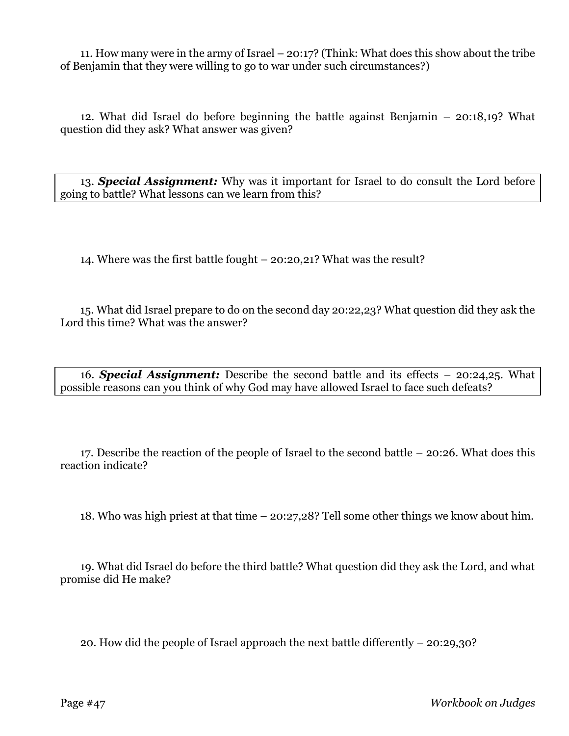11. How many were in the army of Israel – 20:17? (Think: What does this show about the tribe of Benjamin that they were willing to go to war under such circumstances?)

12. What did Israel do before beginning the battle against Benjamin – 20:18,19? What question did they ask? What answer was given?

13. ***Special Assignment:*** Why was it important for Israel to do consult the Lord before going to battle? What lessons can we learn from this?

14. Where was the first battle fought – 20:20,21? What was the result?

15. What did Israel prepare to do on the second day 20:22,23? What question did they ask the Lord this time? What was the answer?

16. ***Special Assignment:*** Describe the second battle and its effects – 20:24,25. What possible reasons can you think of why God may have allowed Israel to face such defeats?

17. Describe the reaction of the people of Israel to the second battle – 20:26. What does this reaction indicate?

18. Who was high priest at that time – 20:27,28? Tell some other things we know about him.

19. What did Israel do before the third battle? What question did they ask the Lord, and what promise did He make?

20. How did the people of Israel approach the next battle differently – 20:29,30?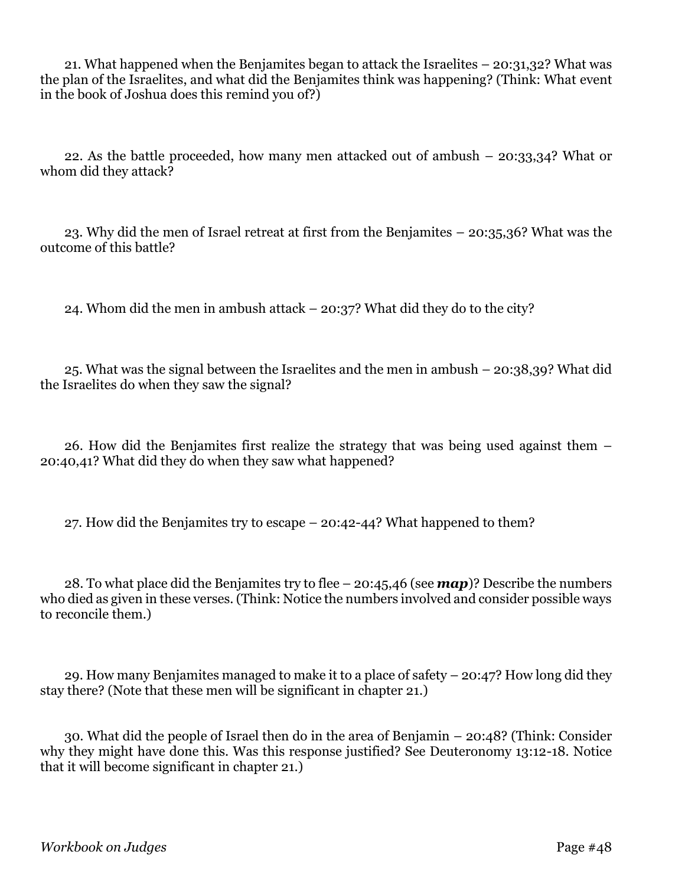21. What happened when the Benjamites began to attack the Israelites – 20:31,32? What was the plan of the Israelites, and what did the Benjamites think was happening? (Think: What event in the book of Joshua does this remind you of?)

22. As the battle proceeded, how many men attacked out of ambush – 20:33,34? What or whom did they attack?

23. Why did the men of Israel retreat at first from the Benjamites – 20:35,36? What was the outcome of this battle?

24. Whom did the men in ambush attack – 20:37? What did they do to the city?

25. What was the signal between the Israelites and the men in ambush – 20:38,39? What did the Israelites do when they saw the signal?

26. How did the Benjamites first realize the strategy that was being used against them – 20:40,41? What did they do when they saw what happened?

27. How did the Benjamites try to escape – 20:42-44? What happened to them?

28. To what place did the Benjamites try to flee – 20:45,46 (see ***map***)? Describe the numbers who died as given in these verses. (Think: Notice the numbers involved and consider possible ways to reconcile them.)

29. How many Benjamites managed to make it to a place of safety – 20:47? How long did they stay there? (Note that these men will be significant in chapter 21.)

30. What did the people of Israel then do in the area of Benjamin – 20:48? (Think: Consider why they might have done this. Was this response justified? See Deuteronomy 13:12-18. Notice that it will become significant in chapter 21.)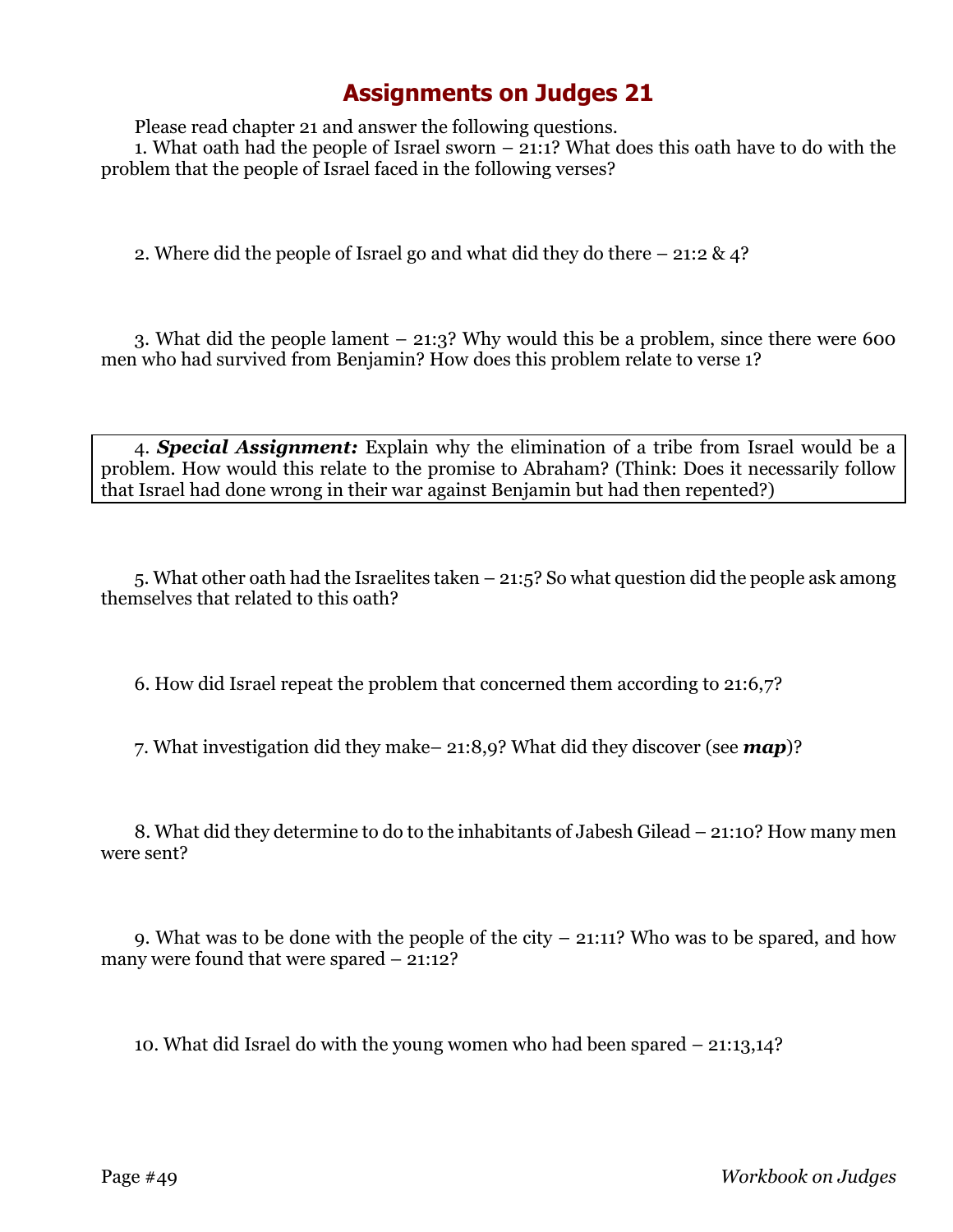# Assignments on Judges 21

Please read chapter 21 and answer the following questions.

1. What oath had the people of Israel sworn – 21:1? What does this oath have to do with the problem that the people of Israel faced in the following verses?

2. Where did the people of Israel go and what did they do there – 21:2 & 4?

3. What did the people lament – 21:3? Why would this be a problem, since there were 600 men who had survived from Benjamin? How does this problem relate to verse 1?

4. ***Special Assignment:*** Explain why the elimination of a tribe from Israel would be a problem. How would this relate to the promise to Abraham? (Think: Does it necessarily follow that Israel had done wrong in their war against Benjamin but had then repented?)

5. What other oath had the Israelites taken – 21:5? So what question did the people ask among themselves that related to this oath?

6. How did Israel repeat the problem that concerned them according to 21:6,7?

7. What investigation did they make– 21:8,9? What did they discover (see ***map***)?

8. What did they determine to do to the inhabitants of Jabesh Gilead – 21:10? How many men were sent?

9. What was to be done with the people of the city – 21:11? Who was to be spared, and how many were found that were spared – 21:12?

10. What did Israel do with the young women who had been spared – 21:13,14?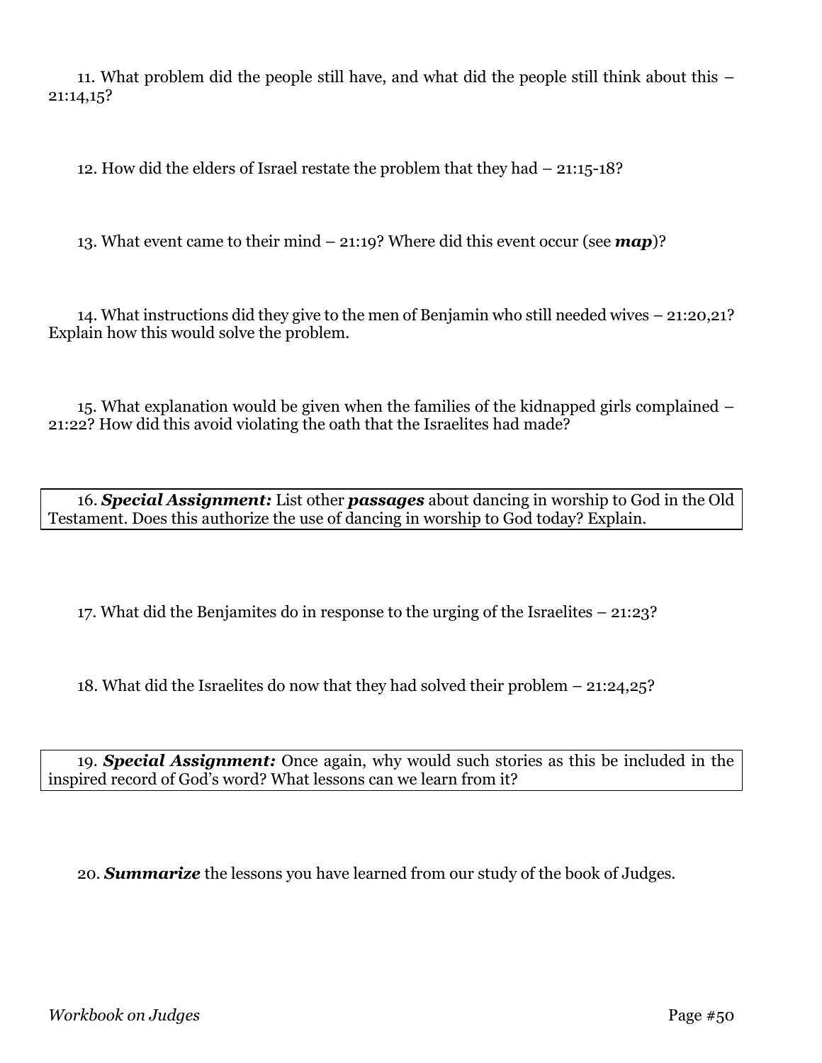11. What problem did the people still have, and what did the people still think about this – 21:14,15?

12. How did the elders of Israel restate the problem that they had – 21:15-18?

13. What event came to their mind – 21:19? Where did this event occur (see ***map***)?

14. What instructions did they give to the men of Benjamin who still needed wives – 21:20,21? Explain how this would solve the problem.

15. What explanation would be given when the families of the kidnapped girls complained – 21:22? How did this avoid violating the oath that the Israelites had made?

16. ***Special Assignment:*** List other ***passages*** about dancing in worship to God in the Old Testament. Does this authorize the use of dancing in worship to God today? Explain.

17. What did the Benjamites do in response to the urging of the Israelites – 21:23?

18. What did the Israelites do now that they had solved their problem – 21:24,25?

19. ***Special Assignment:*** Once again, why would such stories as this be included in the inspired record of God's word? What lessons can we learn from it?

20. ***Summarize*** the lessons you have learned from our study of the book of Judges.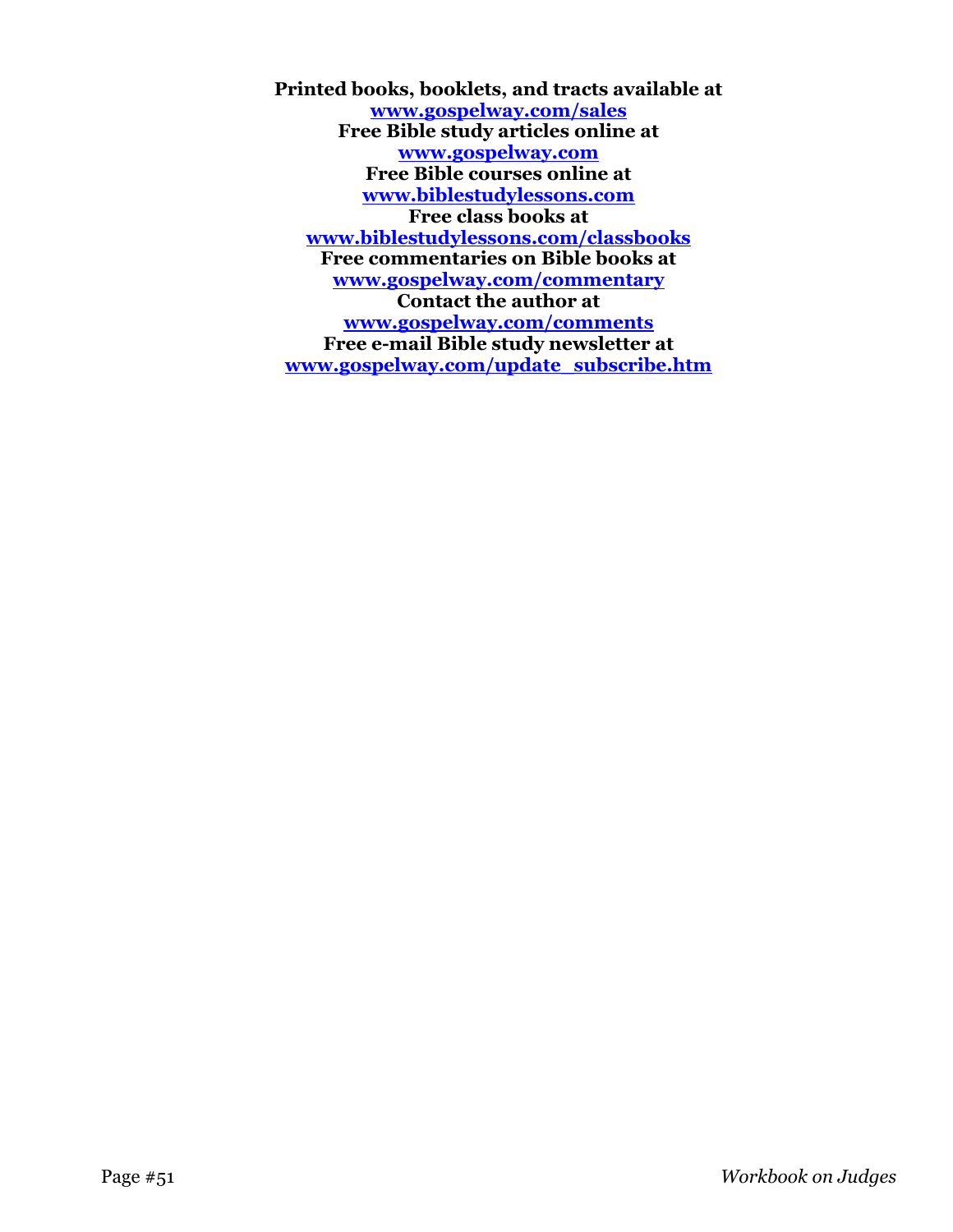**Printed books, booklets, and tracts available at**
**[www.gospelway.com/sales](www.gospelway.com/sales)**
**Free Bible study articles online at**
**[www.gospelway.com](www.gospelway.com)**
**Free Bible courses online at**
**[www.biblestudylessons.com](www.biblestudylessons.com)**
**Free class books at**
**[www.biblestudylessons.com/classbooks](www.biblestudylessons.com/classbooks)**
**Free commentaries on Bible books at**
**[www.gospelway.com/commentary](www.gospelway.com/commentary)**
**Contact the author at**
**[www.gospelway.com/comments](www.gospelway.com/comments)**
**Free e-mail Bible study newsletter at**
**[www.gospelway.com/update_subscribe.htm](www.gospelway.com/update_subscribe.htm)**